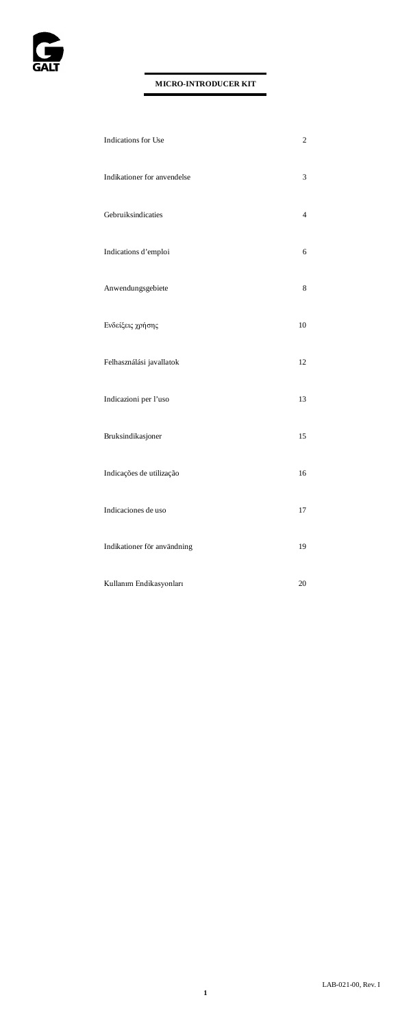GALT

# MICRO-INTRODUCER KIT

| | |
|---|---|
| Indications for Use | 2 |
| Indikationer for anvendelse | 3 |
| Gebruiksindicaties | 4 |
| Indications d'emploi | 6 |
| Anwendungsgebiete | 8 |
| Ενδείξεις χρήσης | 10 |
| Felhasználási javallatok | 12 |
| Indicazioni per l'uso | 13 |
| Bruksindikasjoner | 15 |
| Indicações de utilização | 16 |
| Indicaciones de uso | 17 |
| Indikationer för användning | 19 |
| Kullanım Endikasyonları | 20 |

LAB-021-00, Rev. I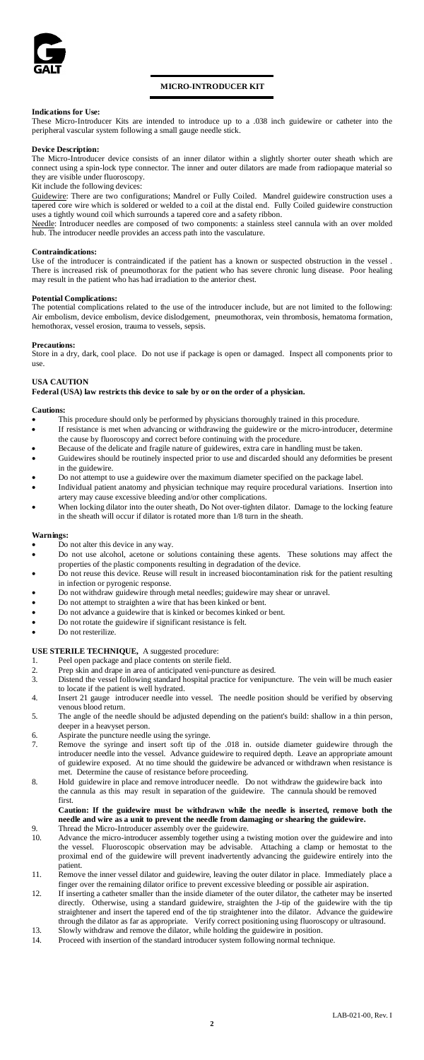# MICRO-INTRODUCER KIT

**Indications for Use:**
These Micro-Introducer Kits are intended to introduce up to a .038 inch guidewire or catheter into the peripheral vascular system following a small gauge needle stick.

**Device Description:**
The Micro-Introducer device consists of an inner dilator within a slightly shorter outer sheath which are connect using a spin-lock type connector. The inner and outer dilators are made from radiopaque material so they are visible under fluoroscopy.
Kit include the following devices:
Guidewire: There are two configurations; Mandrel or Fully Coiled. Mandrel guidewire construction uses a tapered core wire which is soldered or welded to a coil at the distal end. Fully Coiled guidewire construction uses a tightly wound coil which surrounds a tapered core and a safety ribbon.
Needle: Introducer needles are composed of two components: a stainless steel cannula with an over molded hub. The introducer needle provides an access path into the vasculature.

**Contraindications:**
Use of the introducer is contraindicated if the patient has a known or suspected obstruction in the vessel . There is increased risk of pneumothorax for the patient who has severe chronic lung disease. Poor healing may result in the patient who has had irradiation to the anterior chest.

**Potential Complications:**
The potential complications related to the use of the introducer include, but are not limited to the following: Air embolism, device embolism, device dislodgement, pneumothorax, vein thrombosis, hematoma formation, hemothorax, vessel erosion, trauma to vessels, sepsis.

**Precautions:**
Store in a dry, dark, cool place. Do not use if package is open or damaged. Inspect all components prior to use.

**USA CAUTION**
**Federal (USA) law restricts this device to sale by or on the order of a physician.**

**Cautions:**
- This procedure should only be performed by physicians thoroughly trained in this procedure.
- If resistance is met when advancing or withdrawing the guidewire or the micro-introducer, determine the cause by fluoroscopy and correct before continuing with the procedure.
- Because of the delicate and fragile nature of guidewires, extra care in handling must be taken.
- Guidewires should be routinely inspected prior to use and discarded should any deformities be present in the guidewire.
- Do not attempt to use a guidewire over the maximum diameter specified on the package label.
- Individual patient anatomy and physician technique may require procedural variations. Insertion into artery may cause excessive bleeding and/or other complications.
- When locking dilator into the outer sheath, Do Not over-tighten dilator. Damage to the locking feature in the sheath will occur if dilator is rotated more than 1/8 turn in the sheath.

**Warnings:**
- Do not alter this device in any way.
- Do not use alcohol, acetone or solutions containing these agents. These solutions may affect the properties of the plastic components resulting in degradation of the device.
- Do not reuse this device. Reuse will result in increased biocontamination risk for the patient resulting in infection or pyrogenic response.
- Do not withdraw guidewire through metal needles; guidewire may shear or unravel.
- Do not attempt to straighten a wire that has been kinked or bent.
- Do not advance a guidewire that is kinked or becomes kinked or bent.
- Do not rotate the guidewire if significant resistance is felt.
- Do not resterilize.

**USE STERILE TECHNIQUE,** A suggested procedure:
1. Peel open package and place contents on sterile field.
2. Prep skin and drape in area of anticipated veni-puncture as desired.
3. Distend the vessel following standard hospital practice for venipuncture. The vein will be much easier to locate if the patient is well hydrated.
4. Insert 21 gauge introducer needle into vessel. The needle position should be verified by observing venous blood return.
5. The angle of the needle should be adjusted depending on the patient's build: shallow in a thin person, deeper in a heavyset person.
6. Aspirate the puncture needle using the syringe.
7. Remove the syringe and insert soft tip of the .018 in. outside diameter guidewire through the introducer needle into the vessel. Advance guidewire to required depth. Leave an appropriate amount of guidewire exposed. At no time should the guidewire be advanced or withdrawn when resistance is met. Determine the cause of resistance before proceeding.
8. Hold guidewire in place and remove introducer needle. Do not withdraw the guidewire back into the cannula as this may result in separation of the guidewire. The cannula should be removed first.

   **Caution: If the guidewire must be withdrawn while the needle is inserted, remove both the needle and wire as a unit to prevent the needle from damaging or shearing the guidewire.**
9. Thread the Micro-Introducer assembly over the guidewire.
10. Advance the micro-introducer assembly together using a twisting motion over the guidewire and into the vessel. Fluoroscopic observation may be advisable. Attaching a clamp or hemostat to the proximal end of the guidewire will prevent inadvertently advancing the guidewire entirely into the patient.
11. Remove the inner vessel dilator and guidewire, leaving the outer dilator in place. Immediately place a finger over the remaining dilator orifice to prevent excessive bleeding or possible air aspiration.
12. If inserting a catheter smaller than the inside diameter of the outer dilator, the catheter may be inserted directly. Otherwise, using a standard guidewire, straighten the J-tip of the guidewire with the tip straightener and insert the tapered end of the tip straightener into the dilator. Advance the guidewire through the dilator as far as appropriate. Verify correct positioning using fluoroscopy or ultrasound.
13. Slowly withdraw and remove the dilator, while holding the guidewire in position.
14. Proceed with insertion of the standard introducer system following normal technique.

LAB-021-00, Rev. I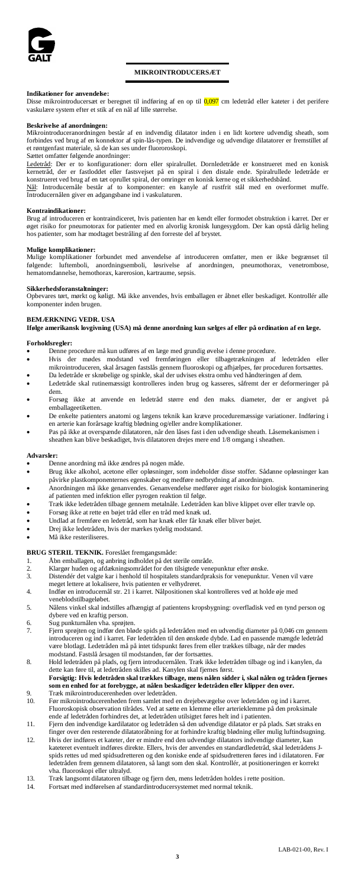# MIKROINTRODUCERSÆT

**Indikationer for anvendelse:**
Disse mikrointroducersæt er beregnet til indføring af en op til 0,097 cm ledetråd eller kateter i det perifere vaskulære system efter et stik af en nål af lille størrelse.

**Beskrivelse af anordningen:**
Mikrointroduceranordningen består af en indvendig dilatator inden i en lidt kortere udvendig sheath, som forbindes ved brug af en konnektor af spin-lås-typen. De indvendige og udvendige dilatatorer er fremstillet af et røntgenfast materiale, så de kan ses under fluoroskopi.
Sættet omfatter følgende anordninger:
Ledetråd: Der er to konfigurationer: dorn eller spiralrullet. Dornledetråde er konstrueret med en konisk kernetråd, der er fastloddet eller fastsvejset på en spiral i den distale ende. Spiralrullede ledetråde er konstrueret ved brug af en tæt oprullet spiral, der omringer en konisk kerne og et sikkerhedsbånd.
Nål: Introducernåle består af to komponenter: en kanyle af rustfrit stål med en overformet muffe. Introducernålen giver en adgangsbane ind i vaskulaturen.

**Kontraindikationer:**
Brug af introduceren er kontraindiceret, hvis patienten har en kendt eller formodet obstruktion i karret. Der er øget risiko for pneumotorax for patienter med en alvorlig kronisk lungesygdom. Der kan opstå dårlig heling hos patienter, som har modtaget bestråling af den forreste del af brystet.

**Mulige komplikationer:**
Mulige komplikationer forbundet med anvendelse af introduceren omfatter, men er ikke begrænset til følgende: luftemboli, anordningsemboli, løsrivelse af anordningen, pneumothorax, venetrombose, hematomdannelse, hemothorax, karerosion, kartraume, sepsis.

**Sikkerhedsforanstaltninger:**
Opbevares tørt, mørkt og køligt. Må ikke anvendes, hvis emballagen er åbnet eller beskadiget. Kontrollér alle komponenter inden brugen.

**BEMÆRKNING VEDR. USA**
**Ifølge amerikansk lovgivning (USA) må denne anordning kun sælges af eller på ordination af en læge.**

**Forholdsregler:**
- Denne procedure må kun udføres af en læge med grundig øvelse i denne procedure.
- Hvis der mødes modstand ved fremføringen eller tilbagetrækningen af ledetråden eller mikrointroduceren, skal årsagen fastslås gennem fluoroskopi og afhjælpes, før proceduren fortsættes.
- Da ledetråde er skrøbelige og spinkle, skal der udvises ekstra omhu ved håndteringen af dem.
- Ledetråde skal rutinemæssigt kontrolleres inden brug og kasseres, såfremt der er deformeringer på dem.
- Forsøg ikke at anvende en ledetråd større end den maks. diameter, der er angivet på emballageetiketten.
- De enkelte patienters anatomi og lægens teknik kan kræve proceduremæssige variationer. Indføring i en arterie kan forårsage kraftig blødning og/eller andre komplikationer.
- Pas på ikke at overspænde dilatatoren, når den låses fast i den udvendige sheath. Låsemekanismen i sheathen kan blive beskadiget, hvis dilatatoren drejes mere end 1/8 omgang i sheathen.

**Advarsler:**
- Denne anordning må ikke ændres på nogen måde.
- Brug ikke alkohol, acetone eller opløsninger, som indeholder disse stoffer. Sådanne opløsninger kan påvirke plastkomponenternes egenskaber og medføre nedbrydning af anordningen.
- Anordningen må ikke genanvendes. Genanvendelse medfører øget risiko for biologisk kontaminering af patienten med infektion eller pyrogen reaktion til følge.
- Træk ikke ledetråden tilbage gennem metalnåle. Ledetråden kan blive klippet over eller trævle op.
- Forsøg ikke at rette en bøjet tråd eller en tråd med knæk ud.
- Undlad at fremføre en ledetråd, som har knæk eller får knæk eller bliver bøjet.
- Drej ikke ledetråden, hvis der mærkes tydelig modstand.
- Må ikke resteriliseres.

**BRUG STERIL TEKNIK.** Foreslået fremgangsmåde:

1. Åbn emballagen, og anbring indholdet på det sterile område.
2. Klargør huden og afdækningsområdet for den tilsigtede venepunktur efter ønske.
3. Distendér det valgte kar i henhold til hospitalets standardpraksis for venepunktur. Venen vil være meget lettere at lokalisere, hvis patienten er velhydreret.
4. Indfør en introducernål str. 21 i karret. Nålpositionen skal kontrolleres ved at holde øje med veneblodstilbageløbet.
5. Nålens vinkel skal indstilles afhængigt af patientens kropsbygning: overfladisk ved en tynd person og dybere ved en kraftig person.
6. Sug punkturnålen vha. sprøjten.
7. Fjern sprøjten og indfør den bløde spids på ledetråden med en udvendig diameter på 0,046 cm gennem introduceren og ind i karret. Før ledetråden til den ønskede dybde. Lad en passende mængde ledetråd være blotlagt. Ledetråden må på intet tidspunkt føres frem eller trækkes tilbage, når der mødes modstand. Fastslå årsagen til modstanden, før der fortsættes.
8. Hold ledetråden på plads, og fjern introducernålen. Træk ikke ledetråden tilbage og ind i kanylen, da dette kan føre til, at ledetråden skilles ad. Kanylen skal fjernes først.
   **Forsigtig: Hvis ledetråden skal trækkes tilbage, mens nålen sidder i, skal nålen og tråden fjernes som en enhed for at forebygge, at nålen beskadiger ledetråden eller klipper den over.**
9. Træk mikrointroducerenheden over ledetråden.
10. Før mikrointroducerenheden frem samlet med en drejebevægelse over ledetråden og ind i karret. Fluoroskopisk observation tilrådes. Ved at sætte en klemme eller arterieklemme på den proksimale ende af ledetråden forhindres det, at ledetråden utilsigtet føres helt ind i patienten.
11. Fjern den indvendige kardilatator og ledetråden så den udvendige dilatator er på plads. Sæt straks en finger over den resterende dilatatoråbning for at forhindre kraftig blødning eller mulig luftindsugning.
12. Hvis der indføres et kateter, der er mindre end den udvendige dilatators indvendige diameter, kan kateteret eventuelt indføres direkte. Ellers, hvis der anvendes en standardledetråd, skal ledetrådens J-spids rettes ud med spidsudretteren og den koniske ende af spidsudretteren føres ind i dilatatoren. Før ledetråden frem gennem dilatatoren, så langt som den skal. Kontrollér, at positioneringen er korrekt vha. fluoroskopi eller ultralyd.
13. Træk langsomt dilatatoren tilbage og fjern den, mens ledetråden holdes i rette position.
14. Fortsæt med indførelsen af standardintroducersystemet med normal teknik.

LAB-021-00, Rev. I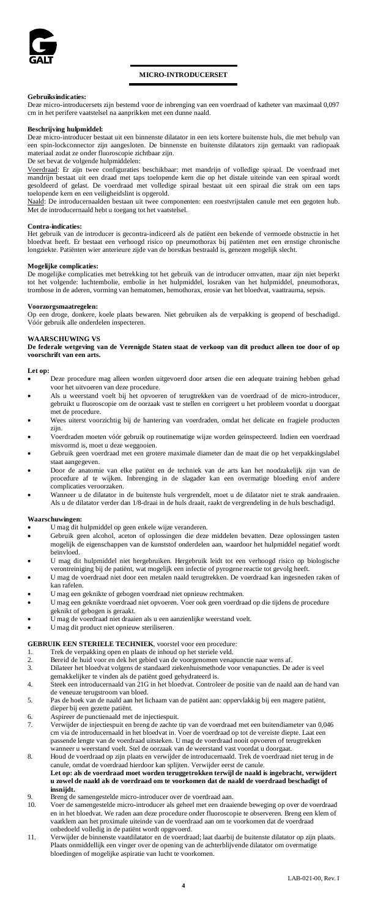## MICRO-INTRODUCERSET

**Gebruiksindicaties:**
Deze micro-introducersets zijn bestemd voor de inbrenging van een voerdraad of katheter van maximaal 0,097 cm in het perifere vaatstelsel na aanprikken met een dunne naald.

**Beschrijving hulpmiddel:**
Deze micro-introducer bestaat uit een binnenste dilatator in een iets kortere buitenste huls, die met behulp van een spin-lockconnector zijn aangesloten. De binnenste en buitenste dilatators zijn gemaakt van radiopaak materiaal zodat ze onder fluoroscopie zichtbaar zijn.
De set bevat de volgende hulpmiddelen:
Voerdraad: Er zijn twee configuraties beschikbaar: met mandrijn of volledige spiraal. De voerdraad met mandrijn bestaat uit een draad met taps toelopende kern die op het distale uiteinde van een spiraal wordt gesoldeerd of gelast. De voerdraad met volledige spiraal bestaat uit een spiraal die strak om een taps toelopende kern en een veiligheidslint is opgerold.
Naald: De introducernaalden bestaan uit twee componenten: een roestvrijstalen canule met een gegoten hub. Met de introducernaald hebt u toegang tot het vaatstelsel.

**Contra-indicaties:**
Het gebruik van de introducer is gecontra-indiceerd als de patiënt een bekende of vermoede obstructie in het bloedvat heeft. Er bestaat een verhoogd risico op pneumothorax bij patiënten met een ernstige chronische longziekte. Patiënten wier anterieure zijde van de borstkas bestraald is, genezen mogelijk slecht.

**Mogelijke complicaties:**
De mogelijke complicaties met betrekking tot het gebruik van de introducer omvatten, maar zijn niet beperkt tot het volgende: luchtembolie, embolie in het hulpmiddel, losraken van het hulpmiddel, pneumothorax, trombose in de aderen, vorming van hematomen, hemothorax, erosie van het bloedvat, vaattrauma, sepsis.

**Voorzorgsmaatregelen:**
Op een droge, donkere, koele plaats bewaren. Niet gebruiken als de verpakking is geopend of beschadigd. Vóór gebruik alle onderdelen inspecteren.

**WAARSCHUWING VS**
**De federale wetgeving van de Verenigde Staten staat de verkoop van dit product alleen toe door of op voorschrift van een arts.**

**Let op:**
- Deze procedure mag alleen worden uitgevoerd door artsen die een adequate training hebben gehad voor het uitvoeren van deze procedure.
- Als u weerstand voelt bij het opvoeren of terugtrekken van de voerdraad of de micro-introducer, gebruikt u fluoroscopie om de oorzaak vast te stellen en corrigeert u het probleem voordat u doorgaat met de procedure.
- Wees uiterst voorzichtig bij de hantering van voerdraden, omdat het delicate en fragiele producten zijn.
- Voerdraden moeten vóór gebruik op routinematige wijze worden geïnspecteerd. Indien een voerdraad misvormd is, moet u deze weggooien.
- Gebruik geen voerdraad met een grotere maximale diameter dan de maat die op het verpakkingslabel staat aangegeven.
- Door de anatomie van elke patiënt en de techniek van de arts kan het noodzakelijk zijn van de procedure af te wijken. Inbrenging in de slagader kan een overmatige bloeding en/of andere complicaties veroorzaken.
- Wanneer u de dilatator in de buitenste huls vergrendelt, moet u de dilatator niet te strak aandraaien. Als u de dilatator verder dan 1/8-draai in de huls draait, raakt de vergrendeling in de huls beschadigd.

**Waarschuwingen:**
- U mag dit hulpmiddel op geen enkele wijze veranderen.
- Gebruik geen alcohol, aceton of oplossingen die deze middelen bevatten. Deze oplossingen tasten mogelijk de eigenschappen van de kunststof onderdelen aan, waardoor het hulpmiddel negatief wordt beïnvloed.
- U mag dit hulpmiddel niet hergebruiken. Hergebruik leidt tot een verhoogd risico op biologische verontreiniging bij de patiënt, wat mogelijk een infectie of pyrogene reactie tot gevolg heeft.
- U mag de voerdraad niet door een metalen naald terugtrekken. De voerdraad kan ingesneden raken of kan rafelen.
- U mag een geknikte of gebogen voerdraad niet opnieuw rechtmaken.
- U mag een geknikte voerdraad niet opvoeren. Voer ook geen voerdraad op die tijdens de procedure geknikt of gebogen is geraakt.
- U mag de voerdraad niet draaien als u een aanzienlijke weerstand voelt.
- U mag dit product niet opnieuw steriliseren.

**GEBRUIK EEN STERIELE TECHNIEK**, voorstel voor een procedure:
1. Trek de verpakking open en plaats de inhoud op het steriele veld.
2. Bereid de huid voor en dek het gebied van de voorgenomen venapunctie naar wens af.
3. Dilateer het bloedvat volgens de standaard ziekenhuismethode voor venapuncties. De ader is veel gemakkelijker te vinden als de patiënt goed gehydrateerd is.
4. Steek een introducernaald van 21G in het bloedvat. Controleer de positie van de naald aan de hand van de veneuze terugstroom van bloed.
5. Pas de hoek van de naald aan het lichaam van de patiënt aan: oppervlakkig bij een magere patiënt, dieper bij een gezette patiënt.
6. Aspireer de punctienaald met de injectiespuit.
7. Verwijder de injectiespuit en breng de zachte tip van de voerdraad met een buitendiameter van 0,046 cm via de introducernaald in het bloedvat in. Voer de voerdraad op tot de vereiste diepte. Laat een passende lengte van de voerdraad uitsteken. U mag de voerdraad nooit opvoeren of terugtrekken wanneer u weerstand voelt. Stel de oorzaak van de weerstand vast voordat u doorgaat.
8. Houd de voerdraad op zijn plaats en verwijder de introducernaald. Trek de voerdraad niet terug in de canule, omdat de voerdraad hierdoor kan splijten. Verwijder eerst de canule.
   **Let op: als de voerdraad moet worden teruggetrokken terwijl de naald is ingebracht, verwijdert u zowel de naald als de voerdraad om te voorkomen dat de naald de voerdraad beschadigt of insnijdt.**
9. Breng de samengestelde micro-introducer over de voerdraad aan.
10. Voer de samengestelde micro-introducer als geheel met een draaiende beweging op over de voerdraad en in het bloedvat. We raden aan deze procedure onder fluoroscopie te observeren. Breng een klem of vaatklem aan het proximale uiteinde van de voerdraad aan om te voorkomen dat de voerdraad onbedoeld volledig in de patiënt wordt opgevoerd.
11. Verwijder de binnenste vaatdilatator en de voerdraad; laat daarbij de buitenste dilatator op zijn plaats. Plaats onmiddellijk een vinger over de opening van de achterblijvende dilatator om overmatige bloedingen of mogelijke aspiratie van lucht te voorkomen.

LAB-021-00, Rev. I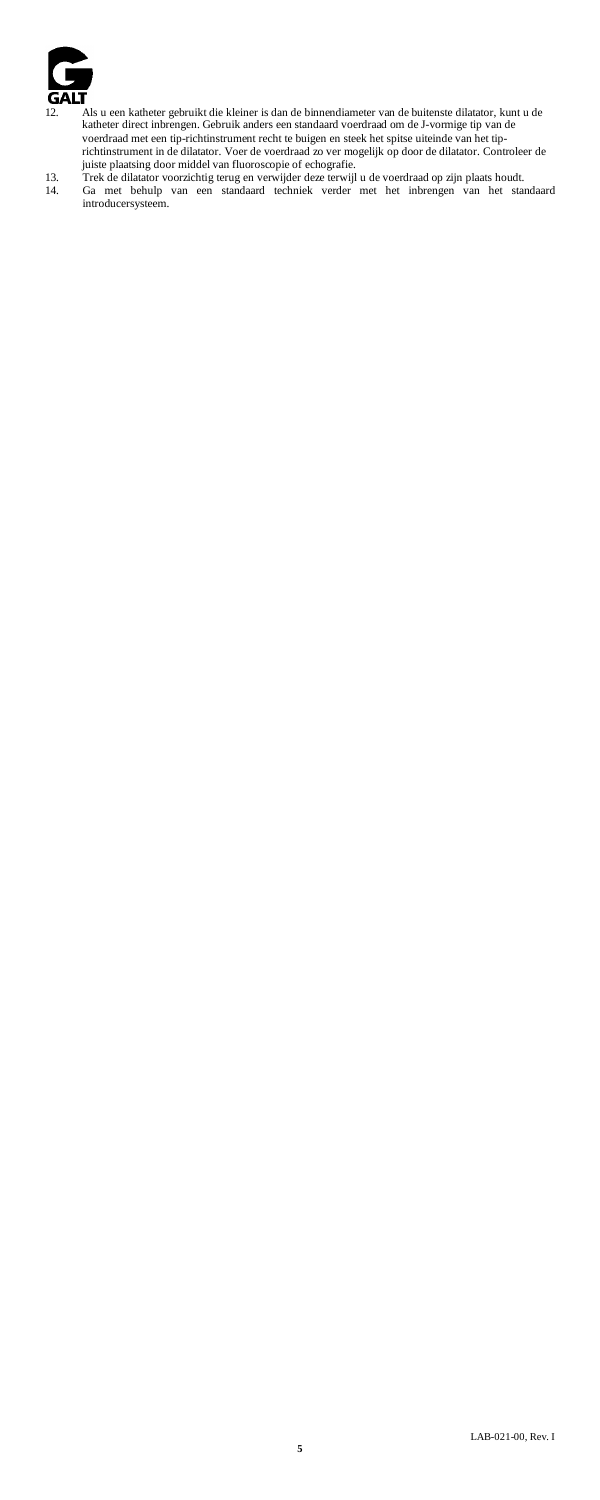12. Als u een katheter gebruikt die kleiner is dan de binnendiameter van de buitenste dilatator, kunt u de katheter direct inbrengen. Gebruik anders een standaard voerdraad om de J-vormige tip van de voerdraad met een tip-richtinstrument recht te buigen en steek het spitse uiteinde van het tip-richtinstrument in de dilatator. Voer de voerdraad zo ver mogelijk op door de dilatator. Controleer de juiste plaatsing door middel van fluoroscopie of echografie.
13. Trek de dilatator voorzichtig terug en verwijder deze terwijl u de voerdraad op zijn plaats houdt.
14. Ga met behulp van een standaard techniek verder met het inbrengen van het standaard introducersysteem.

LAB-021-00, Rev. I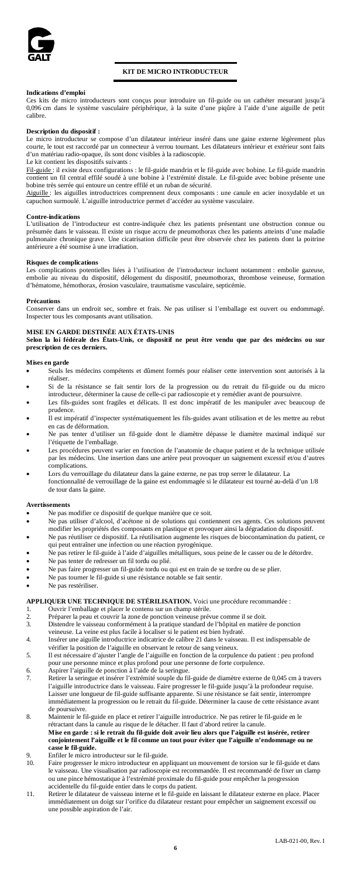## KIT DE MICRO INTRODUCTEUR

**Indications d'emploi**
Ces kits de micro introducteurs sont conçus pour introduire un fil-guide ou un cathéter mesurant jusqu'à 0,096 cm dans le système vasculaire périphérique, à la suite d'une piqûre à l'aide d'une aiguille de petit calibre.

**Description du dispositif :**
Le micro introducteur se compose d'un dilatateur intérieur inséré dans une gaine externe légèrement plus courte, le tout est raccordé par un connecteur à verrou tournant. Les dilatateurs intérieur et extérieur sont faits d'un matériau radio-opaque, ils sont donc visibles à la radioscopie.
Le kit contient les dispositifs suivants :
Fil-guide : il existe deux configurations : le fil-guide mandrin et le fil-guide avec bobine. Le fil-guide mandrin contient un fil central effilé soudé à une bobine à l'extrémité distale. Le fil-guide avec bobine présente une bobine très serrée qui entoure un centre effilé et un ruban de sécurité.
Aiguille : les aiguilles introductrices comprennent deux composants : une canule en acier inoxydable et un capuchon surmoulé. L'aiguille introductrice permet d'accéder au système vasculaire.

**Contre-indications**
L'utilisation de l'introducteur est contre-indiquée chez les patients présentant une obstruction connue ou présumée dans le vaisseau. Il existe un risque accru de pneumothorax chez les patients atteints d'une maladie pulmonaire chronique grave. Une cicatrisation difficile peut être observée chez les patients dont la poitrine antérieure a été soumise à une irradiation.

**Risques de complications**
Les complications potentielles liées à l'utilisation de l'introducteur incluent notamment : embolie gazeuse, embolie au niveau du dispositif, délogement du dispositif, pneumothorax, thrombose veineuse, formation d'hématome, hémothorax, érosion vasculaire, traumatisme vasculaire, septicémie.

**Précautions**
Conserver dans un endroit sec, sombre et frais. Ne pas utiliser si l'emballage est ouvert ou endommagé. Inspecter tous les composants avant utilisation.

**MISE EN GARDE DESTINÉE AUX ÉTATS-UNIS**
**Selon la loi fédérale des États-Unis, ce dispositif ne peut être vendu que par des médecins ou sur prescription de ces derniers.**

**Mises en garde**
- Seuls les médecins compétents et dûment formés pour réaliser cette intervention sont autorisés à la réaliser.
- Si de la résistance se fait sentir lors de la progression ou du retrait du fil-guide ou du micro introducteur, déterminer la cause de celle-ci par radioscopie et y remédier avant de poursuivre.
- Les fils-guides sont fragiles et délicats. Il est donc impératif de les manipuler avec beaucoup de prudence.
- Il est impératif d'inspecter systématiquement les fils-guides avant utilisation et de les mettre au rebut en cas de déformation.
- Ne pas tenter d'utiliser un fil-guide dont le diamètre dépasse le diamètre maximal indiqué sur l'étiquette de l'emballage.
- Les procédures peuvent varier en fonction de l'anatomie de chaque patient et de la technique utilisée par les médecins. Une insertion dans une artère peut provoquer un saignement excessif et/ou d'autres complications.
- Lors du verrouillage du dilatateur dans la gaine externe, ne pas trop serrer le dilatateur. La fonctionnalité de verrouillage de la gaine est endommagée si le dilatateur est tourné au-delà d'un 1/8 de tour dans la gaine.

**Avertissements**
- Ne pas modifier ce dispositif de quelque manière que ce soit.
- Ne pas utiliser d'alcool, d'acétone ni de solutions qui contiennent ces agents. Ces solutions peuvent modifier les propriétés des composants en plastique et provoquer ainsi la dégradation du dispositif.
- Ne pas réutiliser ce dispositif. La réutilisation augmente les risques de biocontamination du patient, ce qui peut entraîner une infection ou une réaction pyrogénique.
- Ne pas retirer le fil-guide à l'aide d'aiguilles métalliques, sous peine de le casser ou de le détordre.
- Ne pas tenter de redresser un fil tordu ou plié.
- Ne pas faire progresser un fil-guide tordu ou qui est en train de se tordre ou de se plier.
- Ne pas tourner le fil-guide si une résistance notable se fait sentir.
- Ne pas restériliser.

**APPLIQUER UNE TECHNIQUE DE STÉRILISATION.** Voici une procédure recommandée :
1. Ouvrir l'emballage et placer le contenu sur un champ stérile.
2. Préparer la peau et couvrir la zone de ponction veineuse prévue comme il se doit.
3. Distendre le vaisseau conformément à la pratique standard de l'hôpital en matière de ponction veineuse. La veine est plus facile à localiser si le patient est bien hydraté.
4. Insérer une aiguille introductrice indicatrice de calibre 21 dans le vaisseau. Il est indispensable de vérifier la position de l'aiguille en observant le retour de sang veineux.
5. Il est nécessaire d'ajuster l'angle de l'aiguille en fonction de la corpulence du patient : peu profond pour une personne mince et plus profond pour une personne de forte corpulence.
6. Aspirer l'aiguille de ponction à l'aide de la seringue.
7. Retirer la seringue et insérer l'extrémité souple du fil-guide de diamètre externe de 0,045 cm à travers l'aiguille introductrice dans le vaisseau. Faire progresser le fil-guide jusqu'à la profondeur requise. Laisser une longueur de fil-guide suffisante apparente. Si une résistance se fait sentir, interrompre immédiatement la progression ou le retrait du fil-guide. Déterminer la cause de cette résistance avant de poursuivre.
8. Maintenir le fil-guide en place et retirer l'aiguille introductrice. Ne pas retirer le fil-guide en le rétractant dans la canule au risque de le détacher. Il faut d'abord retirer la canule.
   **Mise en garde : si le retrait du fil-guide doit avoir lieu alors que l'aiguille est insérée, retirer conjointement l'aiguille et le fil comme un tout pour éviter que l'aiguille n'endommage ou ne casse le fil-guide.**
9. Enfiler le micro introducteur sur le fil-guide.
10. Faire progresser le micro introducteur en appliquant un mouvement de torsion sur le fil-guide et dans le vaisseau. Une visualisation par radioscopie est recommandée. Il est recommandé de fixer un clamp ou une pince hémostatique à l'extrémité proximale du fil-guide pour empêcher la progression accidentelle du fil-guide entier dans le corps du patient.
11. Retirer le dilatateur de vaisseau interne et le fil-guide en laissant le dilatateur externe en place. Placer immédiatement un doigt sur l'orifice du dilatateur restant pour empêcher un saignement excessif ou une possible aspiration de l'air.

LAB-021-00, Rev. I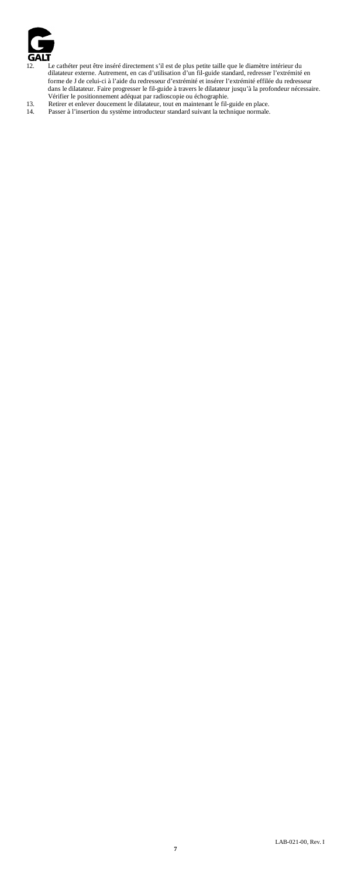12. Le cathéter peut être inséré directement s'il est de plus petite taille que le diamètre intérieur du dilatateur externe. Autrement, en cas d'utilisation d'un fil-guide standard, redresser l'extrémité en forme de J de celui-ci à l'aide du redresseur d'extrémité et insérer l'extrémité effilée du redresseur dans le dilatateur. Faire progresser le fil-guide à travers le dilatateur jusqu'à la profondeur nécessaire. Vérifier le positionnement adéquat par radioscopie ou échographie.
13. Retirer et enlever doucement le dilatateur, tout en maintenant le fil-guide en place.
14. Passer à l'insertion du système introducteur standard suivant la technique normale.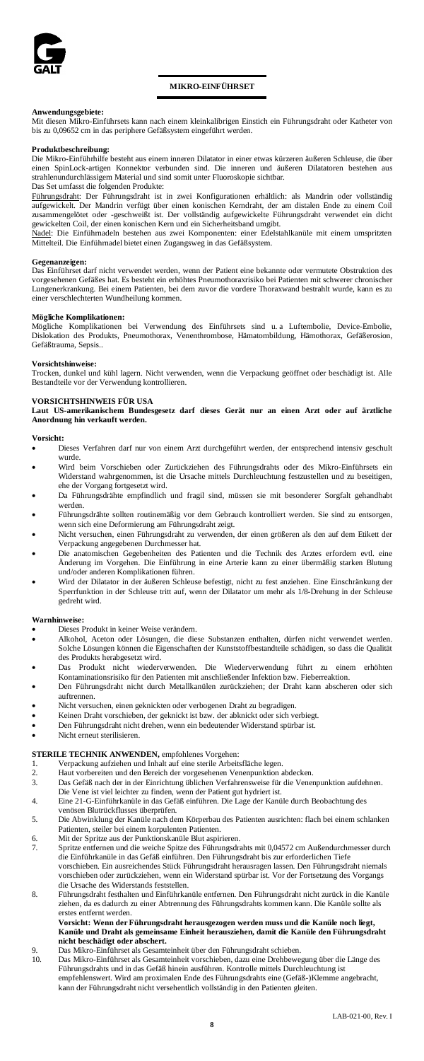# MIKRO-EINFÜHRSET

**Anwendungsgebiete:**
Mit diesen Mikro-Einführsets kann nach einem kleinkalibrigen Einstich ein Führungsdraht oder Katheter von bis zu 0,09652 cm in das periphere Gefäßsystem eingeführt werden.

**Produktbeschreibung:**
Die Mikro-Einführhilfe besteht aus einem inneren Dilatator in einer etwas kürzeren äußeren Schleuse, die über einen SpinLock-artigen Konnektor verbunden sind. Die inneren und äußeren Dilatatoren bestehen aus strahlenundurchlässigem Material und sind somit unter Fluoroskopie sichtbar.
Das Set umfasst die folgenden Produkte:
Führungsdraht: Der Führungsdraht ist in zwei Konfigurationen erhältlich: als Mandrin oder vollständig aufgewickelt. Der Mandrin verfügt über einen konischen Kerndraht, der am distalen Ende zu einem Coil zusammengelötet oder -geschweißt ist. Der vollständig aufgewickelte Führungsdraht verwendet ein dicht gewickelten Coil, der einen konischen Kern und ein Sicherheitsband umgibt.
Nadel: Die Einführnadeln bestehen aus zwei Komponenten: einer Edelstahlkanüle mit einem umspritzten Mittelteil. Die Einführnadel bietet einen Zugangsweg in das Gefäßsystem.

**Gegenanzeigen:**
Das Einführset darf nicht verwendet werden, wenn der Patient eine bekannte oder vermutete Obstruktion des vorgesehenen Gefäßes hat. Es besteht ein erhöhtes Pneumothoraxrisiko bei Patienten mit schwerer chronischer Lungenerkrankung. Bei einem Patienten, bei dem zuvor die vordere Thoraxwand bestrahlt wurde, kann es zu einer verschlechterten Wundheilung kommen.

**Mögliche Komplikationen:**
Mögliche Komplikationen bei Verwendung des Einführsets sind u. a Luftembolie, Device-Embolie, Dislokation des Produkts, Pneumothorax, Venenthrombose, Hämatombildung, Hämothorax, Gefäßerosion, Gefäßtrauma, Sepsis..

**Vorsichtshinweise:**
Trocken, dunkel und kühl lagern. Nicht verwenden, wenn die Verpackung geöffnet oder beschädigt ist. Alle Bestandteile vor der Verwendung kontrollieren.

**VORSICHTSHINWEIS FÜR USA**
**Laut US-amerikanischem Bundesgesetz darf dieses Gerät nur an einen Arzt oder auf ärztliche Anordnung hin verkauft werden.**

**Vorsicht:**
- Dieses Verfahren darf nur von einem Arzt durchgeführt werden, der entsprechend intensiv geschult wurde.
- Wird beim Vorschieben oder Zurückziehen des Führungsdrahts oder des Mikro-Einführsets ein Widerstand wahrgenommen, ist die Ursache mittels Durchleuchtung festzustellen und zu beseitigen, ehe der Vorgang fortgesetzt wird.
- Da Führungsdrähte empfindlich und fragil sind, müssen sie mit besonderer Sorgfalt gehandhabt werden.
- Führungsdrähte sollten routinemäßig vor dem Gebrauch kontrolliert werden. Sie sind zu entsorgen, wenn sich eine Deformierung am Führungsdraht zeigt.
- Nicht versuchen, einen Führungsdraht zu verwenden, der einen größeren als den auf dem Etikett der Verpackung angegebenen Durchmesser hat.
- Die anatomischen Gegebenheiten des Patienten und die Technik des Arztes erfordern evtl. eine Änderung im Vorgehen. Die Einführung in eine Arterie kann zu einer übermäßig starken Blutung und/oder anderen Komplikationen führen.
- Wird der Dilatator in der äußeren Schleuse befestigt, nicht zu fest anziehen. Eine Einschränkung der Sperrfunktion in der Schleuse tritt auf, wenn der Dilatator um mehr als 1/8-Drehung in der Schleuse gedreht wird.

**Warnhinweise:**
- Dieses Produkt in keiner Weise verändern.
- Alkohol, Aceton oder Lösungen, die diese Substanzen enthalten, dürfen nicht verwendet werden. Solche Lösungen können die Eigenschaften der Kunststoffbestandteile schädigen, so dass die Qualität des Produkts herabgesetzt wird.
- Das Produkt nicht wiederverwenden. Die Wiederverwendung führt zu einem erhöhten Kontaminationsrisiko für den Patienten mit anschließender Infektion bzw. Fieberreaktion.
- Den Führungsdraht nicht durch Metallkanülen zurückziehen; der Draht kann abscheren oder sich auftrennen.
- Nicht versuchen, einen geknickten oder verbogenen Draht zu begradigen.
- Keinen Draht vorschieben, der geknickt ist bzw. der abknickt oder sich verbiegt.
- Den Führungsdraht nicht drehen, wenn ein bedeutender Widerstand spürbar ist.
- Nicht erneut sterilisieren.

**STERILE TECHNIK ANWENDEN,** empfohlenes Vorgehen:
1. Verpackung aufziehen und Inhalt auf eine sterile Arbeitsfläche legen.
2. Haut vorbereiten und den Bereich der vorgesehenen Venenpunktion abdecken.
3. Das Gefäß nach der in der Einrichtung üblichen Verfahrensweise für die Venenpunktion aufdehnen. Die Vene ist viel leichter zu finden, wenn der Patient gut hydriert ist.
4. Eine 21-G-Einführkanüle in das Gefäß einführen. Die Lage der Kanüle durch Beobachtung des venösen Blutrückflusses überprüfen.
5. Die Abwinklung der Kanüle nach dem Körperbau des Patienten ausrichten: flach bei einem schlanken Patienten, steiler bei einem korpulenten Patienten.
6. Mit der Spritze aus der Punktionskanüle Blut aspirieren.
7. Spritze entfernen und die weiche Spitze des Führungsdrahts mit 0,04572 cm Außendurchmesser durch die Einführkanüle in das Gefäß einführen. Den Führungsdraht bis zur erforderlichen Tiefe vorschieben. Ein ausreichendes Stück Führungsdraht herausragen lassen. Den Führungsdraht niemals vorschieben oder zurückziehen, wenn ein Widerstand spürbar ist. Vor der Fortsetzung des Vorgangs die Ursache des Widerstands feststellen.
8. Führungsdraht festhalten und Einführkanüle entfernen. Den Führungsdraht nicht zurück in die Kanüle ziehen, da es dadurch zu einer Abtrennung des Führungsdrahts kommen kann. Die Kanüle sollte als erstes entfernt werden.
   **Vorsicht: Wenn der Führungsdraht herausgezogen werden muss und die Kanüle noch liegt, Kanüle und Draht als gemeinsame Einheit herausziehen, damit die Kanüle den Führungsdraht nicht beschädigt oder abschert.**
9. Das Mikro-Einführset als Gesamteinheit über den Führungsdraht schieben.
10. Das Mikro-Einführset als Gesamteinheit vorschieben, dazu eine Drehbewegung über die Länge des Führungsdrahts und in das Gefäß hinein ausführen. Kontrolle mittels Durchleuchtung ist empfehlenswert. Wird am proximalen Ende des Führungsdrahts eine (Gefäß-)Klemme angebracht, kann der Führungsdraht nicht versehentlich vollständig in den Patienten gleiten.

LAB-021-00, Rev. I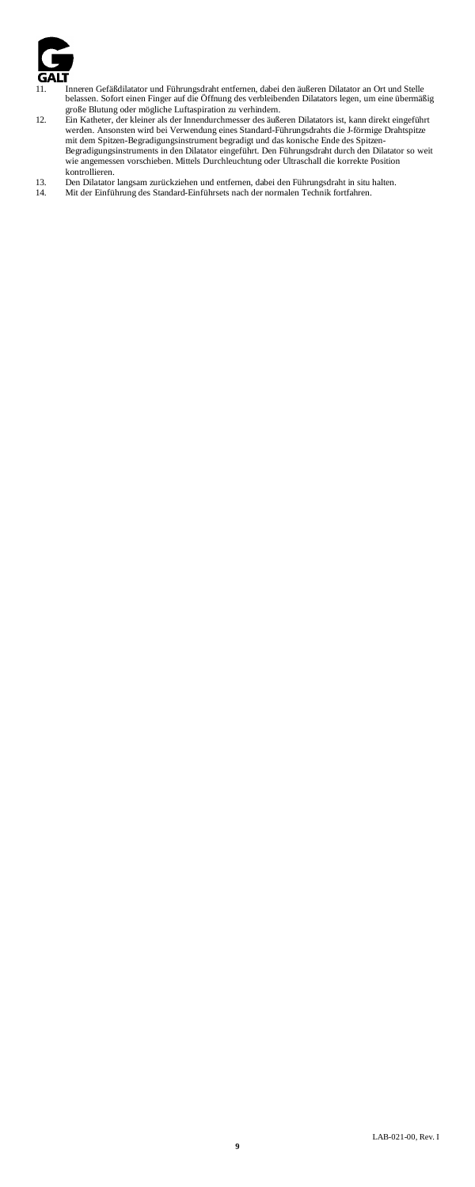11. Inneren Gefäßdilatator und Führungsdraht entfernen, dabei den äußeren Dilatator an Ort und Stelle belassen. Sofort einen Finger auf die Öffnung des verbleibenden Dilatators legen, um eine übermäßig große Blutung oder mögliche Luftaspiration zu verhindern.
12. Ein Katheter, der kleiner als der Innendurchmesser des äußeren Dilatators ist, kann direkt eingeführt werden. Ansonsten wird bei Verwendung eines Standard-Führungsdrahts die J-förmige Drahtspitze mit dem Spitzen-Begradigungsinstrument begradigt und das konische Ende des Spitzen-Begradigungsinstruments in den Dilatator eingeführt. Den Führungsdraht durch den Dilatator so weit wie angemessen vorschieben. Mittels Durchleuchtung oder Ultraschall die korrekte Position kontrollieren.
13. Den Dilatator langsam zurückziehen und entfernen, dabei den Führungsdraht in situ halten.
14. Mit der Einführung des Standard-Einführsets nach der normalen Technik fortfahren.

LAB-021-00, Rev. I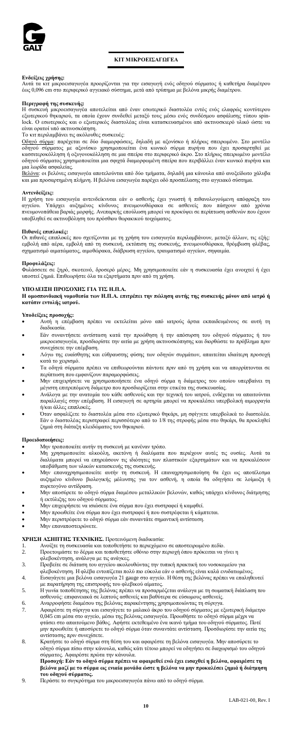## ΚΙΤ ΜΙΚΡΟΕΙΣΑΓΩΓΕΑ

**Ενδείξεις χρήσης:**
Αυτά τα κιτ μικροεισαγωγέα προορίζονται για την εισαγωγή ενός οδηγού σύρματος ή καθετήρα διαμέτρου έως 0,096 cm στο περιφερικό αγγειακό σύστημα, μετά από τρύπημα με βελόνα μικρής διαμέτρου.

**Περιγραφή της συσκευής:**
Η συσκευή μικροεισαγωγέα αποτελείται από έναν εσωτερικό διαστολέα εντός ενός ελαφρώς κοντύτερου εξωτερικού θηκαριού, τα οποία έχουν συνδεθεί μεταξύ τους μέσω ενός συνδέσμου ασφάλισης τύπου spin-lock. Ο εσωτερικός και ο εξωτερικός διαστολέας είναι κατασκευασμένοι από ακτινοσκιερό υλικό ώστε να είναι ορατοί υπό ακτινοσκόπηση.
Το κιτ περιλαμβάνει τις ακόλουθες συσκευές:
Οδηγό σύρμα: παρέχεται σε δύο διαμορφώσεις, δηλαδή με αξονίσκο ή πλήρως σπειρωμένο. Στο μοντέλο οδηγού σύρματος με αξονίσκο χρησιμοποιείται ένα κωνικό σύρμα πυρήνα που έχει προσαρτηθεί με κασσιτεροκόλληση ή οξυγονοκόλληση σε μια σπείρα στο περιφερικό άκρο. Στο πλήρως σπειρωμένο μοντέλο οδηγού σύρματος χρησιμοποιείται μια σφιχτά διαμορφωμένη σπείρα που περιβάλλει έναν κωνικό πυρήνα και μια λωρίδα ασφαλείας.
Βελόνα: οι βελόνες εισαγωγέα αποτελούνται από δύο τμήματα, δηλαδή μια κάνουλα από ανοξείδωτο χάλυβα και μια προσαρτημένη πλήμνη. Η βελόνα εισαγωγέα παρέχει οδό προσπέλασης στο αγγειακό σύστημα.

**Αντενδείξεις:**
Η χρήση του εισαγωγέα αντενδείκνυται εάν ο ασθενής έχει γνωστή ή πιθανολογούμενη απόφραξη του αγγείου. Υπάρχει αυξημένος κίνδυνος πνευμονοθώρακα σε ασθενείς που πάσχουν από χρόνια πνευμονοπάθεια βαριάς μορφής. Ανεπαρκής επούλωση μπορεί να προκύψει σε περίπτωση ασθενών που έχουν υποβληθεί σε ακτινοβόληση του πρόσθιου θωρακικού τοιχώματος.

**Πιθανές επιπλοκές:**
Οι πιθανές επιπλοκές που σχετίζονται με τη χρήση του εισαγωγέα περιλαμβάνουν, μεταξύ άλλων, τις εξής: εμβολή από αέρα, εμβολή από τη συσκευή, εκτόπιση της συσκευής, πνευμονοθώρακα, θρόμβωση φλέβας, σχηματισμό αιματώματος, αιμοθώρακα, διάβρωση αγγείου, τραυματισμό αγγείων, σηψαιμία.

**Προφυλάξεις:**
Φυλάσσετε σε ξηρό, σκοτεινό, δροσερό μέρος. Μη χρησιμοποιείτε εάν η συσκευασία έχει ανοιχτεί ή έχει υποστεί ζημιά. Επιθεωρήστε όλα τα εξαρτήματα πριν από τη χρήση.

**ΥΠΟΔΕΙΞΗ ΠΡΟΣΟΧΗΣ ΓΙΑ ΤΙΣ Η.Π.Α.**
**Η ομοσπονδιακή νομοθεσία των Η.Π.Α. επιτρέπει την πώληση αυτής της συσκευής μόνον από ιατρό ή κατόπιν εντολής ιατρού.**

**Υποδείξεις προσοχής:**
- Αυτή η επέμβαση πρέπει να εκτελείται μόνο από ιατρούς άρτια εκπαιδευμένους σε αυτή τη διαδικασία.
- Εάν συναντήσετε αντίσταση κατά την προώθηση ή την απόσυρση του οδηγού σύρματος ή του μικροεισαγωγέα, προσδιορίστε την αιτία με χρήση ακτινοσκόπησης και διορθώστε το πρόβλημα πριν συνεχίσετε την επέμβαση.
- Λόγω της ευαίσθητης και εύθραυστης φύσης των οδηγών συρμάτων, απαιτείται ιδιαίτερη προσοχή κατά το χειρισμό.
- Τα οδηγά σύρματα πρέπει να επιθεωρούνται πάντοτε πριν από τη χρήση και να απορρίπτονται σε περίπτωση που εμφανίζουν παραμορφώσεις.
- Μην επιχειρήσετε να χρησιμοποιήσετε ένα οδηγό σύρμα η διάμετρος του οποίου υπερβαίνει τη μέγιστη επιτρεπόμενη διάμετρο που προσδιορίζεται στην ετικέτα της συσκευασίας.
- Ανάλογα με την ανατομία του κάθε ασθενούς και την τεχνική του ιατρού, ενδέχεται να απαιτούνται παραλλαγές στην επέμβαση. Η εισαγωγή σε αρτηρία μπορεί να προκαλέσει υπερβολική αιμορραγία ή/και άλλες επιπλοκές.
- Όταν ασφαλίζετε το διαστολέα μέσα στο εξωτερικό θηκάρι, μη σφίγγετε υπερβολικά το διαστολέα. Εάν ο διαστολέας περιστραφεί περισσότερο από το 1/8 της στροφής μέσα στο θηκάρι, θα προκληθεί ζημιά στη διάταξη κλειδώματος του θηκαριού.

**Προειδοποιήσεις:**
- Μην τροποποιείτε αυτήν τη συσκευή με κανέναν τρόπο.
- Μη χρησιμοποιείτε αλκοόλη, ακετόνη ή διαλύματα που περιέχουν αυτές τις ουσίες. Αυτά τα διαλύματα μπορεί να επηρεάσουν τις ιδιότητες των πλαστικών εξαρτημάτων και να προκαλέσουν υποβάθμιση των υλικών κατασκευής της συσκευής.
- Μην επαναχρησιμοποιείτε αυτήν τη συσκευή. Η επαναχρησιμοποίηση θα έχει ως αποτέλεσμα αυξημένο κίνδυνο βιολογικής μόλυνσης για τον ασθενή, η οποία θα οδηγήσει σε λοίμωξη ή πυρετογόνο αντίδραση.
- Μην αποσύρετε το οδηγό σύρμα διαμέσου μεταλλικών βελονών, καθώς υπάρχει κίνδυνος διάτμησης ή εκτύλιξης του οδηγού σύρματος.
- Μην επιχειρήσετε να ισιώσετε ένα σύρμα που έχει συστραφεί ή καμφθεί.
- Μην προωθείτε ένα σύρμα που έχει συστραφεί ή που συστρέφεται ή κάμπτεται.
- Μην περιστρέφετε το οδηγό σύρμα εάν συναντάτε σημαντική αντίσταση.
- Μην επαναποστειρώνετε.

**ΧΡΗΣΗ ΑΣΗΠΤΗΣ ΤΕΧΝΙΚΗΣ.** Προτεινόμενη διαδικασία:

1. Ανοίξτε τη συσκευασία και τοποθετήστε το περιεχόμενο σε αποστειρωμένο πεδίο.
2. Προετοιμάστε το δέρμα και τοποθετήστε οθόνιο στην περιοχή όπου πρόκειται να γίνει η φλεβοκέντηση, ανάλογα με τις ανάγκες.
3. Προβείτε σε διάταση του αγγείου ακολουθώντας την τυπική πρακτική του νοσοκομείου για φλεβοκέντηση. Η φλέβα εντοπίζεται πολύ πιο εύκολα εάν ο ασθενής είναι καλά ενυδατωμένος.
4. Εισαγάγετε μια βελόνα εισαγωγέα 21 gauge στο αγγείο. Η θέση της βελόνας πρέπει να επαληθευτεί με παρατήρηση της επιστροφής του φλεβικού αίματος.
5. Η γωνία τοποθέτησης της βελόνας πρέπει να προσαρμόζεται ανάλογα με τη σωματική διάπλαση του ασθενούς: επιφανειακά σε λεπτούς ασθενείς και βαθύτερα σε εύσωμους ασθενείς.
6. Αναρροφήστε διαμέσου της βελόνας παρακέντησης χρησιμοποιώντας τη σύριγγα.
7. Αφαιρέστε τη σύριγγα και εισαγάγετε το μαλακό άκρο του οδηγού σύρματος με εξωτερική διάμετρο 0,045 cm μέσα στο αγγείο, μέσω της βελόνας εισαγωγέα. Προωθήστε το οδηγό σύρμα μέχρι να φτάσει στο απαιτούμενο βάθος. Αφήστε εκτεθειμένο ένα ικανό τμήμα του οδηγού σύρματος. Ποτέ μην προωθείτε ή αποσύρετε το οδηγό σύρμα όταν συναντάτε αντίσταση. Προσδιορίστε την αιτία της αντίστασης πριν συνεχίσετε.
8. Κρατήστε το οδηγό σύρμα στη θέση του και αφαιρέστε τη βελόνα εισαγωγέα. Μην αποσύρετε το οδηγό σύρμα πίσω στην κάνουλα, καθώς κάτι τέτοιο μπορεί να οδηγήσει σε διαχωρισμό του οδηγού σύρματος. Αφαιρέστε πρώτα την κάνουλα.
**Προσοχή: Εάν το οδηγό σύρμα πρέπει να αφαιρεθεί ενώ έχει εισαχθεί η βελόνα, αφαιρέστε τη βελόνα μαζί με το σύρμα ως ενιαία μονάδα ώστε η βελόνα να μην προκαλέσει ζημιά ή διάτμηση του οδηγού σύρματος.**
9. Περάστε το συγκρότημα του μικροεισαγωγέα πάνω από το οδηγό σύρμα.

LAB-021-00, Rev. I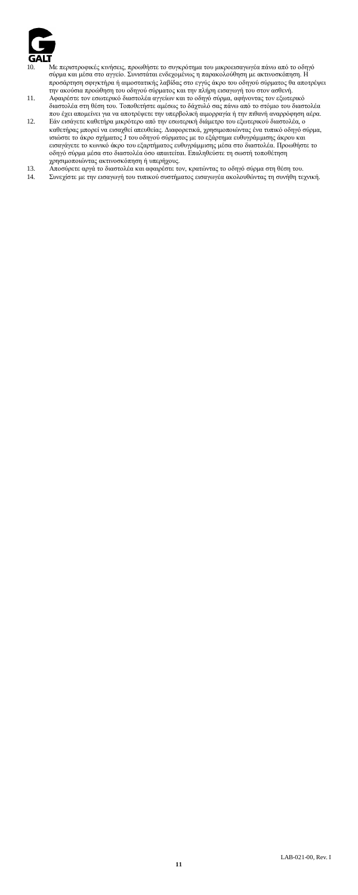10. Με περιστροφικές κινήσεις, προωθήστε το συγκρότημα του μικροεισαγωγέα πάνω από το οδηγό σύρμα και μέσα στο αγγείο. Συνιστάται ενδεχομένως η παρακολούθηση με ακτινοσκόπηση. Η προσάρτηση σφιγκτήρα ή αιμοστατικής λαβίδας στο εγγύς άκρο του οδηγού σύρματος θα αποτρέψει την ακούσια προώθηση του οδηγού σύρματος και την πλήρη εισαγωγή του στον ασθενή.
11. Αφαιρέστε τον εσωτερικό διαστολέα αγγείων και το οδηγό σύρμα, αφήνοντας τον εξωτερικό διαστολέα στη θέση του. Τοποθετήστε αμέσως το δάχτυλό σας πάνω από το στόμιο του διαστολέα που έχει απομείνει για να αποτρέψετε την υπερβολική αιμορραγία ή την πιθανή αναρρόφηση αέρα.
12. Εάν εισάγετε καθετήρα μικρότερο από την εσωτερική διάμετρο του εξωτερικού διαστολέα, ο καθετήρας μπορεί να εισαχθεί απευθείας. Διαφορετικά, χρησιμοποιώντας ένα τυπικό οδηγό σύρμα, ισιώστε το άκρο σχήματος J του οδηγού σύρματος με το εξάρτημα ευθυγράμμισης άκρου και εισαγάγετε το κωνικό άκρο του εξαρτήματος ευθυγράμμισης μέσα στο διαστολέα. Προωθήστε το οδηγό σύρμα μέσα στο διαστολέα όσο απαιτείται. Επαληθεύστε τη σωστή τοποθέτηση χρησιμοποιώντας ακτινοσκόπηση ή υπερήχους.
13. Αποσύρετε αργά το διαστολέα και αφαιρέστε τον, κρατώντας το οδηγό σύρμα στη θέση του.
14. Συνεχίστε με την εισαγωγή του τυπικού συστήματος εισαγωγέα ακολουθώντας τη συνήθη τεχνική.

LAB-021-00, Rev. I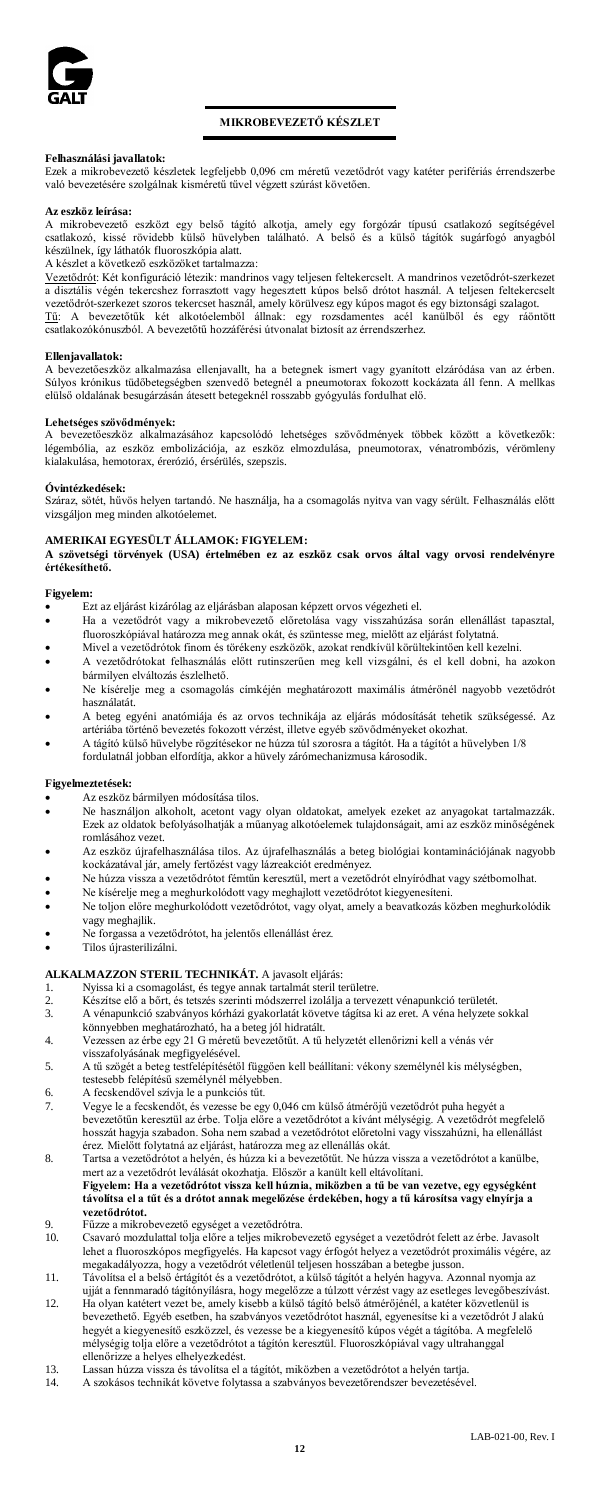## MIKROBEVEZETŐ KÉSZLET

**Felhasználási javallatok:**

Ezek a mikrobevezető készletek legfeljebb 0,096 cm méretű vezetődrót vagy katéter perifériás érrendszerbe való bevezetésére szolgálnak kisméretű tűvel végzett szúrást követően.

**Az eszköz leírása:**

A mikrobevezető eszközt egy belső tágító alkotja, amely egy forgózár típusú csatlakozó segítségével csatlakozó, kissé rövidebb külső hüvelyben található. A belső és a külső tágítók sugárfogó anyagból készülnek, így láthatók fluoroszkópia alatt.

A készlet a következő eszközöket tartalmazza:

Vezetődrót: Két konfiguráció létezik: mandrinos vagy teljesen feltekercselt. A mandrinos vezetődrót-szerkezet a disztális végén tekercshez forrasztott vagy hegesztett kúpos belső drótot használ. A teljesen feltekercselt vezetődrót-szerkezet szoros tekercset használ, amely körülvesz egy kúpos magot és egy biztonsági szalagot.

Tű: A bevezetőtűk két alkotóelemből állnak: egy rozsdamentes acél kanülből és egy ráöntött csatlakozókónuszból. A bevezetőtű hozzáférési útvonalat biztosít az érrendszerhez.

**Ellenjavallatok:**

A bevezetőeszköz alkalmazása ellenjavallt, ha a betegnek ismert vagy gyanított elzáródása van az érben. Súlyos krónikus tüdőbetegségben szenvedő betegnél a pneumotorax fokozott kockázata áll fenn. A mellkas elülső oldalának besugárzásán átesett betegeknél rosszabb gyógyulás fordulhat elő.

**Lehetséges szövődmények:**

A bevezetőeszköz alkalmazásához kapcsolódó lehetséges szövődmények többek között a következők: légembólia, az eszköz embolizációja, az eszköz elmozdulása, pneumotorax, vénatrombózis, vérömleny kialakulása, hemotorax, érerózió, érsérülés, szepszis.

**Óvintézkedések:**

Száraz, sötét, hűvös helyen tartandó. Ne használja, ha a csomagolás nyitva van vagy sérült. Felhasználás előtt vizsgáljon meg minden alkotóelemet.

**AMERIKAI EGYESÜLT ÁLLAMOK: FIGYELEM:**

**A szövetségi törvények (USA) értelmében ez az eszköz csak orvos által vagy orvosi rendelvényre értékesíthető.**

**Figyelem:**

- Ezt az eljárást kizárólag az eljárásban alaposan képzett orvos végezheti el.
- Ha a vezetődrót vagy a mikrobevezető előretolása vagy visszahúzása során ellenállást tapasztal, fluoroszkópiával határozza meg annak okát, és szüntesse meg, mielőtt az eljárást folytatná.
- Mivel a vezetődrótok finom és törékeny eszközök, azokat rendkívül körültekintően kell kezelni.
- A vezetődrótokat felhasználás előtt rutinszerűen meg kell vizsgálni, és el kell dobni, ha azokon bármilyen elváltozás észlelhető.
- Ne kísérelje meg a csomagolás címkéjén meghatározott maximális átmérőnél nagyobb vezetődrót használatát.
- A beteg egyéni anatómiája és az orvos technikája az eljárás módosítását tehetik szükségessé. Az artériába történő bevezetés fokozott vérzést, illetve egyéb szövődményeket okozhat.
- A tágító külső hüvelybe rögzítésekor ne húzza túl szorosra a tágítót. Ha a tágítót a hüvelyben 1/8 fordulatnál jobban elfordítja, akkor a hüvely zárómechanizmusa károsodik.

**Figyelmeztetések:**

- Az eszköz bármilyen módosítása tilos.
- Ne használjon alkoholt, acetont vagy olyan oldatokat, amelyek ezeket az anyagokat tartalmazzák. Ezek az oldatok befolyásolhatják a műanyag alkotóelemek tulajdonságait, ami az eszköz minőségének romlásához vezet.
- Az eszköz újrafelhasználása tilos. Az újrafelhasználás a beteg biológiai kontaminációjának nagyobb kockázatával jár, amely fertőzést vagy lázreakciót eredményez.
- Ne húzza vissza a vezetődrótot fémtűn keresztül, mert a vezetődrót elnyíródhat vagy szétbomolhat.
- Ne kísérelje meg a meghurkolódott vagy meghajlott vezetődrótot kiegyenesíteni.
- Ne toljon előre meghurkolódott vezetődrótot, vagy olyat, amely a beavatkozás közben meghurkolódik vagy meghajlik.
- Ne forgassa a vezetődrótot, ha jelentős ellenállást érez.
- Tilos újrasterilizálni.

**ALKALMAZZON STERIL TECHNIKÁT.** A javasolt eljárás:

1. Nyissa ki a csomagolást, és tegye annak tartalmát steril területre.
2. Készítse elő a bőrt, és tetszés szerinti módszerrel izolálja a tervezett vénapunkció területét.
3. A vénapunkció szabványos kórházi gyakorlatát követve tágítsa ki az eret. A véna helyzete sokkal könnyebben meghatározható, ha a beteg jól hidratált.
4. Vezessen az ébe egy 21 G méretű bevezetőtűt. A tű helyzetét ellenőrizni kell a vénás vér visszafolyásának megfigyelésével.
5. A tű szögét a beteg testfelépítésétől függően kell beállítani: vékony személynél kis mélységben, testesebb felépítésű személynél mélyebben.
6. A fecskendővel szívja le a punkciós tűt.
7. Vegye le a fecskendőt, és vezesse be egy 0,046 cm külső átmérőjű vezetődrót puha hegyét a bevezetőtűn keresztül az érbe. Tolja előre a vezetődrótot a kívánt mélységig. A vezetődrót megfelelő hosszát hagyja szabadon. Soha nem szabad a vezetődrótot véletlenül vagy visszahúzni, ha ellenállást érez. Mielőtt folytatná az eljárást, határozza meg az ellenállás okát.
8. Tartsa a vezetődrótot a helyén, és húzza ki a bevezetőtűt. Ne húzza vissza a vezetődrótot a kanülbe, mert az a vezetődrót leválását okozhatja. Először a kanült kell eltávolítani.
   **Figyelem: Ha a vezetődrótot vissza kell húznia, miközben a tű be van vezetve, egy egységként távolítsa el a tűt és a drótot annak megelőzése érdekében, hogy a tű károsítsa vagy elnyírja a vezetődrótot.**
9. Fűzze a mikrobevezető egységet a vezetődrótra.
10. Csavaró mozdulattal tolja előre a teljes mikrobevezető egységet a vezetődrót felett az érbe. Javasolt lehet a fluoroszkópos megfigyelés. Ha kapcsot vagy érfogót helyez a vezetődrót proximális végére, az megakadályozza, hogy a vezetődrót véletlenül teljesen hosszában a betegbe jusson.
11. Távolítsa el a belső értágítót és a vezetődrótot, a külső tágítót a helyén hagyva. Azonnal nyomja az ujját a fennmaradó tágítónyílásra, hogy megelőzze a túlzott vérzést vagy az esetleges levegőbeszívást.
12. Ha olyan katétert vezet be, amely kisebb a külső tágító belső átmérőjénél, a katéter közvetlenül is bevezethető. Egyéb esetben, ha szabványos vezetődrótot használ, egyenesítse ki a vezetődrót J alakú hegyét a kiegyenesítő eszközzel, és vezesse be a kiegyenesítő kúpos végét a tágítóba. A megfelelő mélységig tolja előre a vezetődrótot a tágítón keresztül. Fluoroszkópiával vagy ultrahanggal ellenőrizze a helyes elhelyezkedést.
13. Lassan húzza vissza és távolítsa el a tágítót, miközben a vezetődrótot a helyén tartja.
14. A szokásos technikát követve folytassa a szabványos bevezetőrendszer bevezetésével.

LAB-021-00, Rev. I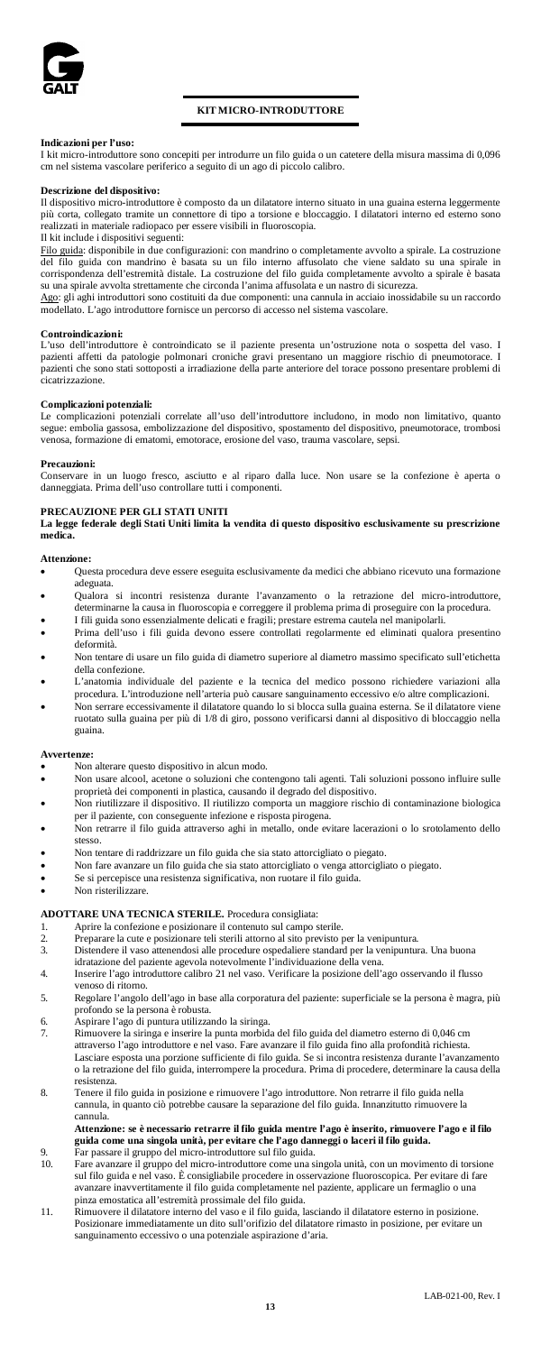# KIT MICRO-INTRODUTTORE

**Indicazioni per l'uso:**

I kit micro-introduttore sono concepiti per introdurre un filo guida o un catetere della misura massima di 0,096 cm nel sistema vascolare periferico a seguito di un ago di piccolo calibro.

**Descrizione del dispositivo:**

Il dispositivo micro-introduttore è composto da un dilatatore interno situato in una guaina esterna leggermente più corta, collegato tramite un connettore di tipo a torsione e bloccaggio. I dilatatori interno ed esterno sono realizzati in materiale radiopaco per essere visibili in fluoroscopia.

Il kit include i dispositivi seguenti:

Filo guida: disponibile in due configurazioni: con mandrino o completamente avvolto a spirale. La costruzione del filo guida con mandrino è basata su un filo interno affusolato che viene saldato su una spirale in corrispondenza dell'estremità distale. La costruzione del filo guida completamente avvolto a spirale è basata su una spirale avvolta strettamente che circonda l'anima affusolata e un nastro di sicurezza.

Ago: gli aghi introduttori sono costituiti da due componenti: una cannula in acciaio inossidabile su un raccordo modellato. L'ago introduttore fornisce un percorso di accesso nel sistema vascolare.

**Controindicazioni:**

L'uso dell'introduttore è controindicato se il paziente presenta un'ostruzione nota o sospetta del vaso. I pazienti affetti da patologie polmonari croniche gravi presentano un maggiore rischio di pneumotorace. I pazienti che sono stati sottoposti a irradiazione della parte anteriore del torace possono presentare problemi di cicatrizzazione.

**Complicazioni potenziali:**

Le complicazioni potenziali correlate all'uso dell'introduttore includono, in modo non limitativo, quanto segue: embolia gassosa, embolizzazione del dispositivo, spostamento del dispositivo, pneumotorace, trombosi venosa, formazione di ematomi, emotorace, erosione del vaso, trauma vascolare, sepsi.

**Precauzioni:**

Conservare in un luogo fresco, asciutto e al riparo dalla luce. Non usare se la confezione è aperta o danneggiata. Prima dell'uso controllare tutti i componenti.

**PRECAUZIONE PER GLI STATI UNITI**

**La legge federale degli Stati Uniti limita la vendita di questo dispositivo esclusivamente su prescrizione medica.**

**Attenzione:**

- Questa procedura deve essere eseguita esclusivamente da medici che abbiano ricevuto una formazione adeguata.
- Qualora si incontri resistenza durante l'avanzamento o la retrazione del micro-introduttore, determinarne la causa in fluoroscopia e correggere il problema prima di proseguire con la procedura.
- I fili guida sono essenzialmente delicati e fragili; prestare estrema cautela nel manipolarli.
- Prima dell'uso i fili guida devono essere controllati regolarmente ed eliminati qualora presentino deformità.
- Non tentare di usare un filo guida di diametro superiore al diametro massimo specificato sull'etichetta della confezione.
- L'anatomia individuale del paziente e la tecnica del medico possono richiedere variazioni alla procedura. L'introduzione nell'arteria può causare sanguinamento eccessivo e/o altre complicazioni.
- Non serrare eccessivamente il dilatatore quando lo si blocca sulla guaina esterna. Se il dilatatore viene ruotato sulla guaina per più di 1/8 di giro, possono verificarsi danni al dispositivo di bloccaggio nella guaina.

**Avvertenze:**

- Non alterare questo dispositivo in alcun modo.
- Non usare alcool, acetone o soluzioni che contengano tali agenti. Tali soluzioni possono influire sulle proprietà dei componenti in plastica, causando il degrado del dispositivo.
- Non riutilizzare il dispositivo. Il riutilizzo comporta un maggiore rischio di contaminazione biologica per il paziente, con conseguente infezione e risposta pirogena.
- Non retrarre il filo guida attraverso aghi in metallo, onde evitare lacerazioni o lo srotolamento dello stesso.
- Non tentare di raddrizzare un filo guida che sia stato attorcigliato o piegato.
- Non fare avanzare un filo guida che sia stato attorcigliato o venga attorcigliato o piegato.
- Se si percepisce una resistenza significativa, non ruotare il filo guida.
- Non risterilizzare.

**ADOTTARE UNA TECNICA STERILE.** Procedura consigliata:

1. Aprire la confezione e posizionare il contenuto sul campo sterile.
2. Preparare la cute e posizionare teli sterili attorno al sito previsto per la venipuntura.
3. Distendere il vaso attenendosi alle procedure ospedaliere standard per la venipuntura. Una buona idratazione del paziente agevola notevolmente l'individuazione della vena.
4. Inserire l'ago introduttore calibro 21 nel vaso. Verificare la posizione dell'ago osservando il flusso venoso di ritorno.
5. Regolare l'angolo dell'ago in base alla corporatura del paziente: superficiale se la persona è magra, più profondo se la persona è robusta.
6. Aspirare l'ago di puntura utilizzando la siringa.
7. Rimuovere la siringa e inserire la punta morbida del filo guida del diametro esterno di 0,046 cm attraverso l'ago introduttore e nel vaso. Fare avanzare il filo guida fino alla profondità richiesta. Lasciare esposta una porzione sufficiente di filo guida. Se si incontra resistenza durante l'avanzamento o la retrazione del filo guida, interrompere la procedura. Prima di procedere, determinare la causa della resistenza.
8. Tenere il filo guida in posizione e rimuovere l'ago introduttore. Non retrarre il filo guida nella cannula, in quanto ciò potrebbe causare la separazione del filo guida. Innanzitutto rimuovere la cannula.
   **Attenzione: se è necessario retrarre il filo guida mentre l'ago è inserito, rimuovere l'ago e il filo guida come una singola unità, per evitare che l'ago danneggi o laceri il filo guida.**
9. Far passare il gruppo del micro-introduttore sul filo guida.
10. Fare avanzare il gruppo del micro-introduttore come una singola unità, con un movimento di torsione sul filo guida e nel vaso. È consigliabile procedere in osservazione fluoroscopica. Per evitare di fare avanzare inavvertitamente il filo guida completamente nel paziente, applicare un fermaglio o una pinza emostatica all'estremità prossimale del filo guida.
11. Rimuovere il dilatatore interno del vaso e il filo guida, lasciando il dilatatore esterno in posizione. Posizionare immediatamente un dito sull'orifizio del dilatatore rimasto in posizione, per evitare un sanguinamento eccessivo o una potenziale aspirazione d'aria.

LAB-021-00, Rev. I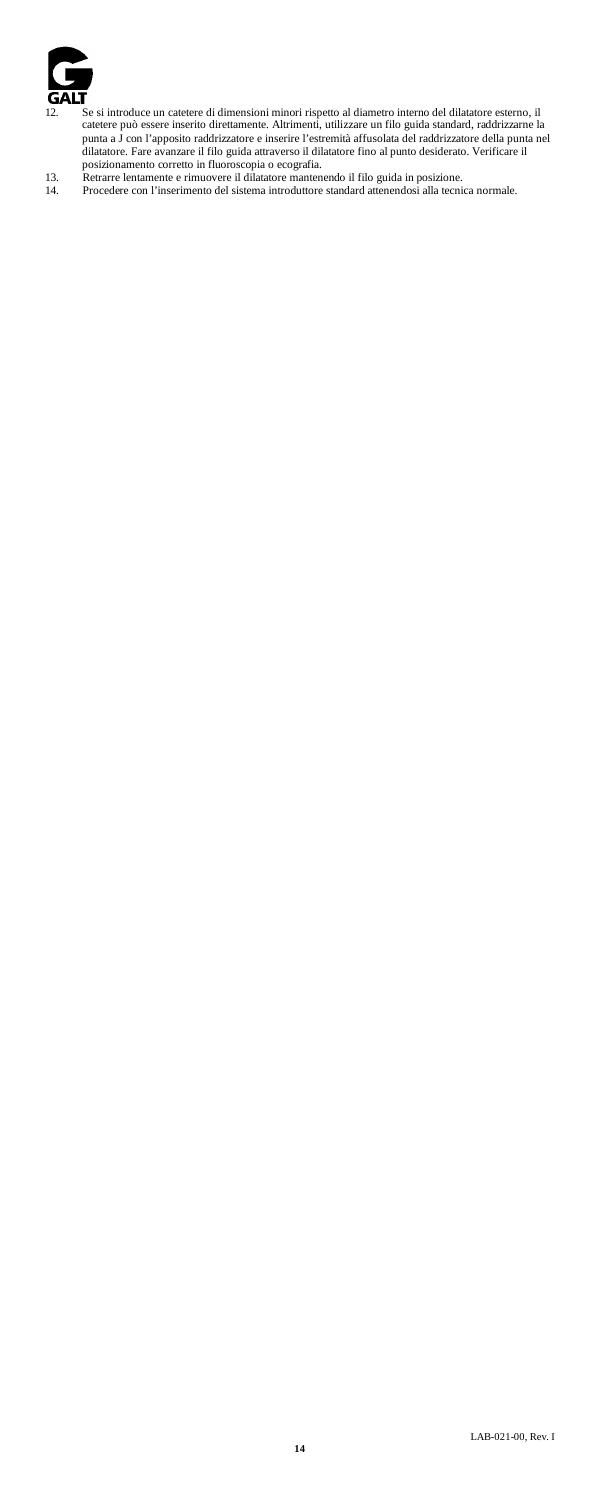12. Se si introduce un catetere di dimensioni minori rispetto al diametro interno del dilatatore esterno, il catetere può essere inserito direttamente. Altrimenti, utilizzare un filo guida standard, raddrizzarne la punta a J con l'apposito raddrizzatore e inserire l'estremità affusolata del raddrizzatore della punta nel dilatatore. Fare avanzare il filo guida attraverso il dilatatore fino al punto desiderato. Verificare il posizionamento corretto in fluoroscopia o ecografia.
13. Retrarre lentamente e rimuovere il dilatatore mantenendo il filo guida in posizione.
14. Procedere con l'inserimento del sistema introduttore standard attenendosi alla tecnica normale.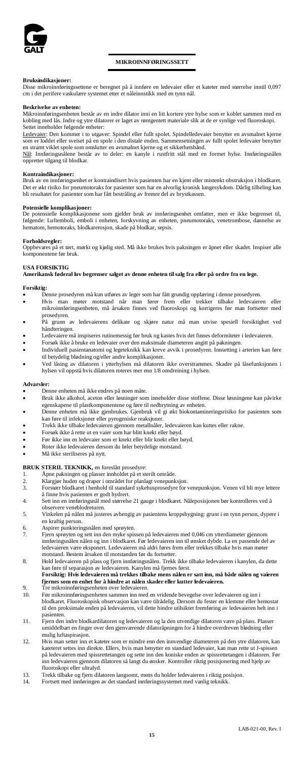# MIKROINNFØRINGSSETT

**Bruksindikasjoner:**

Disse mikroinnføringssettene er beregnet på å innføre en ledevaier eller et kateter med størrelse inntil 0,097 cm i det perifere vaskulære systemet etter et nåleinnstikk med en tynn nål.

**Beskrivelse av enheten:**

Mikroinnføringsenheten består av en indre dilator inni en litt kortere ytre hylse som er koblet sammen med en kobling med lås. Indre og ytre dilatorer er laget av røntgentett materiale slik at de er synlige ved fluoroskopi. Settet inneholder følgende enheter:

Ledevaier: Den kommer i to utgaver: Spindel eller fullt spolet. Spindelledevaier benytter en avsmalnet kjerne som er loddet eller sveiset på en spole i den distale enden. Sammensetningen av fullt spolet ledevaier benytter en stramt viklet spole som omslutter en avsmalnet kjerne og et sikkerhetsbånd.

Nål: Innføringsnålene består av to deler: en kanyle i rustfritt stål med en formet hylse. Innføringsnålen oppretter tilgang til blodkar.

**Kontraindikasjoner:**

Bruk av en innføringsenhet er kontraindisert hvis pasienten har en kjent eller mistenkt obstruksjon i blodkaret. Det er økt risiko for pneumotoraks for pasienter som har en alvorlig kronisk lungesykdom. Dårlig tilheling kan bli resultatet for pasienter som har fått bestråling av fremre del av brystkassen.

**Potensielle komplikasjoner:**

De potensielle komplikasjonene som gjelder bruk av innføringsenhet omfatter, men er ikke begrenset til, følgende: Luftemboli, emboli i enheten, forskyvning av enheten, pneumotoraks, venetrombose, dannelse av hematom, hemotoraks, blodkarerosjon, skade på blodkar, sepsis.

**Forholdsregler:**

Oppbevares på et tørt, mørkt og kjølig sted. Må ikke brukes hvis pakningen er åpnet eller skadet. Inspiser alle komponentene før bruk.

**USA FORSIKTIG**

**Amerikansk føderal lov begrenser salget av denne enheten til salg fra eller på ordre fra en lege.**

**Forsiktig:**

- Denne prosedyren må kun utføres av leger som har fått grundig opplæring i denne prosedyren.
- Hvis man møter motstand når man fører frem eller trekker tilbake ledevaieren eller mikroinnføringsenheten, må årsaken finnes ved fluoroskopi og korrigeres før man fortsetter med prosedyren.
- På grunn av ledevaierens delikate og skjøre natur må man utvise spesiell forsiktighet ved håndteringen.
- Ledevaiere må inspiseres rutinemessig før bruk og kastes hvis det finnes deformiteter i ledevaieren.
- Forsøk ikke å bruke en ledevaier over den maksimale diameteren angitt på pakningen.
- Individuell pasientanatomi og legeteknikk kan kreve avvik i prosedyren. Innsetting i arterien kan føre til betydelig blødning og/eller andre komplikasjoner.
- Ved låsing av dilatoren i ytterhylsen må dilatoren ikke overstrammes. Skader på låsefunksjonen i hylsen vil oppstå hvis dilatoren roteres mer enn 1/8 omdreining i hylsen.

**Advarsler:**

- Denne enheten må ikke endres på noen måte.
- Bruk ikke alkohol, aceton eller løsninger som inneholder disse stoffene. Disse løsningene kan påvirke egenskapene til plastkomponentene og føre til nedbrytning av enheten.
- Denne enheten må ikke gjenbrukes. Gjenbruk vil gi økt biokontamineringsrisiko for pasienten som kan føre til infeksjoner eller pyrogeniske reaksjoner.
- Trekk ikke tilbake ledevaieren gjennom metallnåler, ledevaieren kan kuttes eller rakne.
- Forsøk ikke å rette ut en vaier som har blitt knekt eller bøyd.
- Før ikke inn en ledevaier som er knekt eller blir knekt eller bøyd.
- Roter ikke ledevaieren dersom du føler betydelige motstand.
- Må ikke steriliseres på nytt.

**BRUK STERIL TEKNIKK,** en foreslått prosedyre:

1. Åpne pakningen og plasser innholdet på et sterilt område.
2. Klargjør huden og draper i området for planlagt venepunksjon.
3. Forstørr blodkaret i henhold til standard sykehusprosedyre for venepunksjon. Venen vil bli mye lettere å finne hvis pasienten er godt hydrert.
4. Sett inn en innføringsnål med størrelse 21 gauge i blodkaret. Nåleposisjonen bør kontrolleres ved å observere veneblodreturen.
5. Vinkelen på nålen må justeres avhengig av pasientens kroppsbygning: grunt i en tynn person, dypere i en kraftig person.
6. Aspirer punkteringsnålen med sprøyten.
7. Fjern sprøyten og sett inn den myke spissen på ledevaieren med 0,046 cm ytterdiameter gjennom innføringsnålen nålen og inn i blodkaret. Før ledevaieren inn til ønsket dybde. La en passende del av ledevaieren være eksponert. Ledevaieren må aldri føres frem eller trekkes tilbake hvis man møter motstand. Bestem årsaken til motstanden før du fortsetter.
8. Hold ledevaieren på plass og fjern innføringsnålen. Trekk ikke tilbake ledevaieren i kanylen, da dette kan føre til separasjon av ledevaieren. Kanylen må fjernes først.
   **Forsiktig: Hvis ledevaieren må trekkes tilbake mens nålen er satt inn, må både nålen og vaieren fjernes som en enhet for å hindre at nålen skader eller kutter ledevaieren.**
9. Tre mikroinnføringsenheten over ledevaieren.
10. Før mikroinnføringsenheten sammen inn med en vridende bevegelse over ledevaieren og inn i blodkaret. Fluoroskopisk observasjon kan være tilrådelig. Dersom du fester en klemme eller hemostat til den proksimale enden på ledevaieren, vil dette hindre utilsiktet fremføring av ledevaieren helt inn i pasienten.
11. Fjern den indre blodkardilatoren og ledevaieren og la den utvendige dilatoren være på plass. Plasser umiddelbart en finger over den gjenværende dilatoråpningen for å hindre overdreven blødning eller mulig luftaspirasjon.
12. Hvis man setter inn et kateter som er mindre enn den innvendige diameteren på den ytre dilatoren, kan kateteret settes inn direkte. Ellers, hvis man benytter en standard ledevaier, kan man rette ut J-spissen på ledevaieren med spissrettetangen og sette inn den koniske enden av spissrettetangen i dilatoren. Før inn ledevaieren gjennom dilatoren så langt du ønsker. Kontroller riktig posisjonering med hjelp av fluoroskopi eller ultralyd.
13. Trekk tilbake og fjern dilatoren langsomt, mens du holder ledevaieren i riktig posisjon.
14. Fortsett med innføringen av det standard innføringssystemet med vanlig teknikk.

LAB-021-00, Rev. I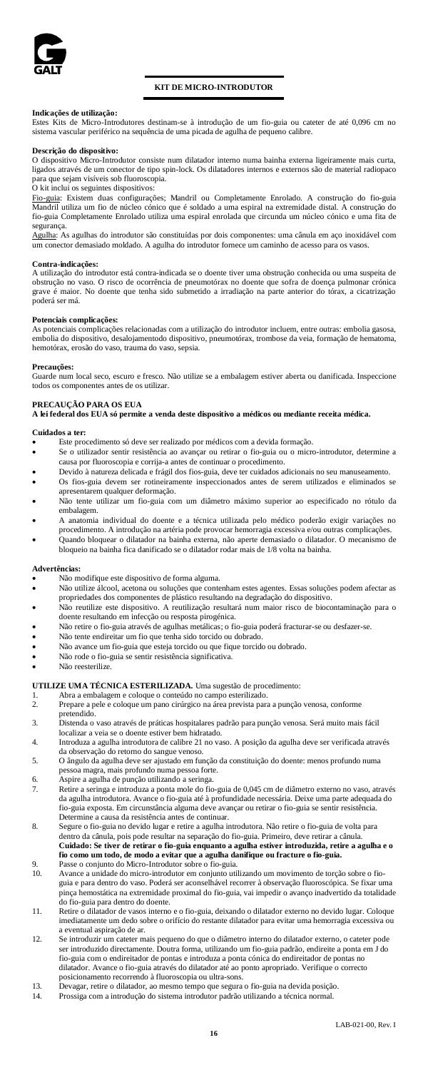# KIT DE MICRO-INTRODUTOR

**Indicações de utilização:**
Estes Kits de Micro-Introdutores destinam-se à introdução de um fio-guia ou cateter de até 0,096 cm no sistema vascular periférico na sequência de uma picada de agulha de pequeno calibre.

**Descrição do dispositivo:**
O dispositivo Micro-Introdutor consiste num dilatador interno numa bainha externa ligeiramente mais curta, ligados através de um conector de tipo spin-lock. Os dilatadores internos e externos são de material radiopaco para que sejam visíveis sob fluoroscopia.
O kit inclui os seguintes dispositivos:
Fio-guia: Existem duas configurações; Mandril ou Completamente Enrolado. A construção do fio-guia Mandril utiliza um fio de núcleo cónico que é soldado a uma espiral na extremidade distal. A construção do fio-guia Completamente Enrolado utiliza uma espiral enrolada que circunda um núcleo cónico e uma fita de segurança.
Agulha: As agulhas do introdutor são constituídas por dois componentes: uma cânula em aço inoxidável com um conector demasiado moldado. A agulha do introdutor fornece um caminho de acesso para os vasos.

**Contra-indicações:**
A utilização do introdutor está contra-indicada se o doente tiver uma obstrução conhecida ou uma suspeita de obstrução no vaso. O risco de ocorrência de pneumotórax no doente que sofra de doença pulmonar crónica grave é maior. No doente que tenha sido submetido a irradiação na parte anterior do tórax, a cicatrização poderá ser má.

**Potenciais complicações:**
As potenciais complicações relacionadas com a utilização do introdutor incluem, entre outras: embolia gasosa, embolia do dispositivo, desalojamento do dispositivo, pneumotórax, trombose da veia, formação de hematoma, hemotórax, erosão do vaso, trauma do vaso, sepsia.

**Precauções:**
Guarde num local seco, escuro e fresco. Não utilize se a embalagem estiver aberta ou danificada. Inspeccione todos os componentes antes de os utilizar.

**PRECAUÇÃO PARA OS EUA**
**A lei federal dos EUA só permite a venda deste dispositivo a médicos ou mediante receita médica.**

**Cuidados a ter:**
- Este procedimento só deve ser realizado por médicos com a devida formação.
- Se o utilizador sentir resistência ao avançar ou retirar o fio-guia ou o micro-introdutor, determine a causa por fluoroscopia e corrija-a antes de continuar o procedimento.
- Devido à natureza delicada e frágil dos fios-guia, deve ter cuidados adicionais no seu manuseamento.
- Os fios-guia devem ser rotineiramente inspeccionados antes de serem utilizados e eliminados se apresentarem qualquer deformação.
- Não tente utilizar um fio-guia com um diâmetro máximo superior ao especificado no rótulo da embalagem.
- A anatomia individual do doente e a técnica utilizada pelo médico poderão exigir variações no procedimento. A introdução na artéria pode provocar hemorragia excessiva e/ou outras complicações.
- Quando bloquear o dilatador na bainha externa, não aperte demasiado o dilatador. O mecanismo de bloqueio na bainha fica danificado se o dilatador rodar mais de 1/8 volta na bainha.

**Advertências:**
- Não modifique este dispositivo de forma alguma.
- Não utilize álcool, acetona ou soluções que contenham estes agentes. Essas soluções podem afectar as propriedades dos componentes de plástico resultando na degradação do dispositivo.
- Não reutilize este dispositivo. A reutilização resultará num maior risco de biocontaminação para o doente resultando em infecção ou resposta pirogénica.
- Não retire o fio-guia através de agulhas metálicas; o fio-guia poderá fracturar-se ou desfazer-se.
- Não tente endireitar um fio que tenha sido torcido ou dobrado.
- Não avance um fio-guia que esteja torcido ou que fique torcido ou dobrado.
- Não rode o fio-guia se sentir resistência significativa.
- Não reesterilize.

**UTILIZE UMA TÉCNICA ESTERILIZADA.** Uma sugestão de procedimento:
1. Abra a embalagem e coloque o conteúdo no campo esterilizado.
2. Prepare a pele e coloque um pano cirúrgico na área prevista para a punção venosa, conforme pretendido.
3. Distenda o vaso através de práticas hospitalares padrão para punção venosa. Será muito mais fácil localizar a veia se o doente estiver bem hidratado.
4. Introduza a agulha introdutora de calibre 21 no vaso. A posição da agulha deve ser verificada através da observação do retorno do sangue venoso.
5. O ângulo da agulha deve ser ajustado em função da constituição do doente: menos profundo numa pessoa magra, mais profundo numa pessoa forte.
6. Aspire a agulha de punção utilizando a seringa.
7. Retire a seringa e introduza a ponta mole do fio-guia de 0,045 cm de diâmetro externo no vaso, através da agulha introdutora. Avance o fio-guia até à profundidade necessária. Deixe uma parte adequada do fio-guia exposta. Em circunstância alguma deve avançar ou retirar o fio-guia se sentir resistência. Determine a causa da resistência antes de continuar.
8. Segure o fio-guia no devido lugar e retire a agulha introdutora. Não retire o fio-guia de volta para dentro da cânula, pois pode resultar na separação do fio-guia. Primeiro, deve retirar a cânula. **Cuidado: Se tiver de retirar o fio-guia enquanto a agulha estiver introduzida, retire a agulha e o fio como um todo, de modo a evitar que a agulha danifique ou fracture o fio-guia.**
9. Passe o conjunto do Micro-Introdutor sobre o fio-guia.
10. Avance a unidade do micro-introdutor em conjunto utilizando um movimento de torção sobre o fio-guia e para dentro do vaso. Poderá ser aconselhável recorrer à observação fluoroscópica. Se fixar uma pinça hemostática na extremidade proximal do fio-guia, vai impedir o avanço inadvertido da totalidade do fio-guia para dentro do doente.
11. Retire o dilatador de vasos interno e o fio-guia, deixando o dilatador externo no devido lugar. Coloque imediatamente um dedo sobre o orifício do restante dilatador para evitar uma hemorragia excessiva ou a eventual aspiração de ar.
12. Se introduzir um cateter mais pequeno do que o diâmetro interno do dilatador externo, o cateter pode ser introduzido directamente. Doutra forma, utilizando um fio-guia padrão, endireite a ponta em J do fio-guia com o endireitador de pontas e introduza a ponta cónica do endireitador de pontas no dilatador. Avance o fio-guia através do dilatador até ao ponto apropriado. Verifique o correcto posicionamento recorrendo à fluoroscopia ou ultra-sons.
13. Devagar, retire o dilatador, ao mesmo tempo que segura o fio-guia na devida posição.
14. Prossiga com a introdução do sistema introdutor padrão utilizando a técnica normal.

LAB-021-00, Rev. I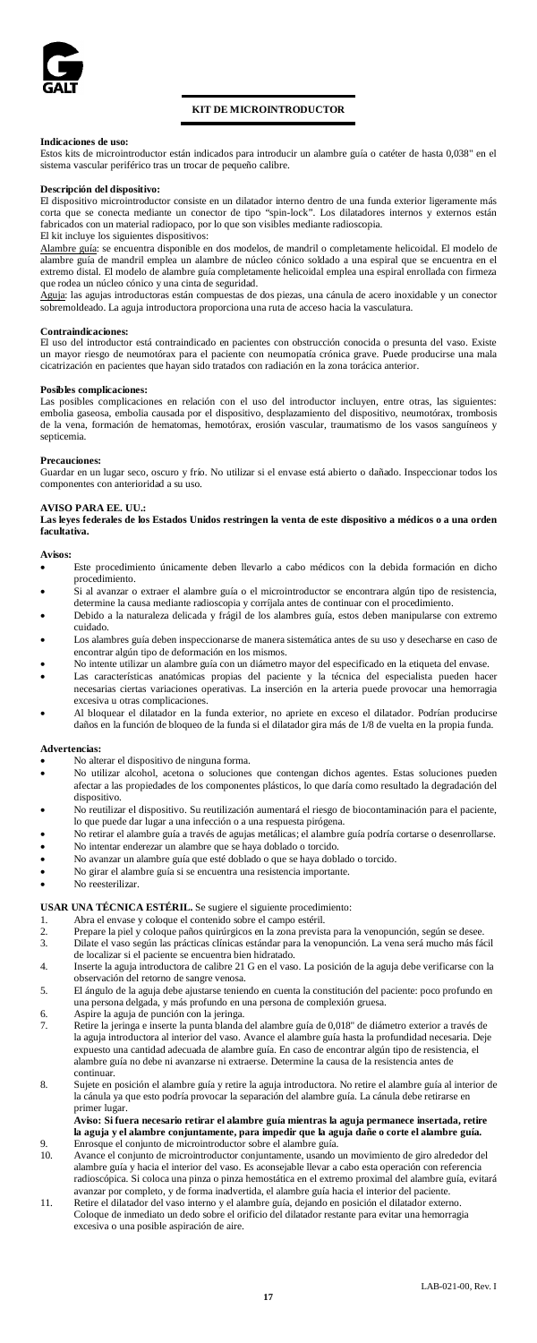GALT

## KIT DE MICROINTRODUCTOR

**Indicaciones de uso:**
Estos kits de microintroductor están indicados para introducir un alambre guía o catéter de hasta 0,038" en el sistema vascular periférico tras un trocar de pequeño calibre.

**Descripción del dispositivo:**
El dispositivo microintroductor consiste en un dilatador interno dentro de una funda exterior ligeramente más corta que se conecta mediante un conector de tipo "spin-lock". Los dilatadores internos y externos están fabricados con un material radiopaco, por lo que son visibles mediante radioscopia.
El kit incluye los siguientes dispositivos:
Alambre guía: se encuentra disponible en dos modelos, de mandril o completamente helicoidal. El modelo de alambre guía de mandril emplea un alambre de núcleo cónico soldado a una espiral que se encuentra en el extremo distal. El modelo de alambre guía completamente helicoidal emplea una espiral enrollada con firmeza que rodea un núcleo cónico y una cinta de seguridad.
Aguja: las agujas introductoras están compuestas de dos piezas, una cánula de acero inoxidable y un conector sobremoldeado. La aguja introductora proporciona una ruta de acceso hacia la vasculatura.

**Contraindicaciones:**
El uso del introductor está contraindicado en pacientes con obstrucción conocida o presunta del vaso. Existe un mayor riesgo de neumotórax para el paciente con neumopatía crónica grave. Puede producirse una mala cicatrización en pacientes que hayan sido tratados con radiación en la zona torácica anterior.

**Posibles complicaciones:**
Las posibles complicaciones en relación con el uso del introductor incluyen, entre otras, las siguientes: embolia gaseosa, embolia causada por el dispositivo, desplazamiento del dispositivo, neumotórax, trombosis de la vena, formación de hematomas, hemotórax, erosión vascular, traumatismo de los vasos sanguíneos y septicemia.

**Precauciones:**
Guardar en un lugar seco, oscuro y frío. No utilizar si el envase está abierto o dañado. Inspeccionar todos los componentes con anterioridad a su uso.

**AVISO PARA EE. UU.:**
**Las leyes federales de los Estados Unidos restringen la venta de este dispositivo a médicos o a una orden facultativa.**

**Avisos:**

- Este procedimiento únicamente deben llevarlo a cabo médicos con la debida formación en dicho procedimiento.
- Si al avanzar o extraer el alambre guía o el microintroductor se encontrara algún tipo de resistencia, determine la causa mediante radioscopia y corríjala antes de continuar con el procedimiento.
- Debido a la naturaleza delicada y frágil de los alambres guía, estos deben manipularse con extremo cuidado.
- Los alambres guía deben inspeccionarse de manera sistemática antes de su uso y desecharse en caso de encontrar algún tipo de deformación en los mismos.
- No intente utilizar un alambre guía con un diámetro mayor del especificado en la etiqueta del envase.
- Las características anatómicas propias del paciente y la técnica del especialista pueden hacer necesarias ciertas variaciones operativas. La inserción en la arteria puede provocar una hemorragia excesiva u otras complicaciones.
- Al bloquear el dilatador en la funda exterior, no apriete en exceso el dilatador. Podrían producirse daños en la función de bloqueo de la funda si el dilatador gira más de 1/8 de vuelta en la propia funda.

**Advertencias:**

- No alterar el dispositivo de ninguna forma.
- No utilizar alcohol, acetona o soluciones que contengan dichos agentes. Estas soluciones pueden afectar a las propiedades de los componentes plásticos, lo que daría como resultado la degradación del dispositivo.
- No reutilizar el dispositivo. Su reutilización aumentará el riesgo de biocontaminación para el paciente, lo que puede dar lugar a una infección o a una respuesta pirógena.
- No retirar el alambre guía a través de agujas metálicas; el alambre guía podría cortarse o desenrollarse.
- No intentar enderezar un alambre que se haya doblado o torcido.
- No avanzar un alambre guía que esté doblado o que se haya doblado o torcido.
- No girar el alambre guía si se encuentra una resistencia importante.
- No reesterilizar.

**USAR UNA TÉCNICA ESTÉRIL.** Se sugiere el siguiente procedimiento:

1. Abra el envase y coloque el contenido sobre el campo estéril.
2. Prepare la piel y coloque paños quirúrgicos en la zona prevista para la venopunción, según se desee.
3. Dilate el vaso según las prácticas clínicas estándar para la venopunción. La vena será mucho más fácil de localizar si el paciente se encuentra bien hidratado.
4. Inserte la aguja introductora de calibre 21 G en el vaso. La posición de la aguja debe verificarse con la observación del retorno de sangre venosa.
5. El ángulo de la aguja debe ajustarse teniendo en cuenta la constitución del paciente: poco profundo en una persona delgada, y más profundo en una persona de complexión gruesa.
6. Aspire la aguja de punción con la jeringa.
7. Retire la jeringa e inserte la punta blanda del alambre guía de 0,018" de diámetro exterior a través de la aguja introductora al interior del vaso. Avance el alambre guía hasta la profundidad necesaria. Deje expuesto una cantidad adecuada de alambre guía. En caso de encontrar algún tipo de resistencia, el alambre guía no debe ni avanzarse ni extraerse. Determine la causa de la resistencia antes de continuar.
8. Sujete en posición el alambre guía y retire la aguja introductora. No retire el alambre guía al interior de la cánula ya que esto podría provocar la separación del alambre guía. La cánula debe retirarse en primer lugar.
   **Aviso: Si fuera necesario retirar el alambre guía mientras la aguja permanece insertada, retire la aguja y el alambre conjuntamente, para impedir que la aguja dañe o corte el alambre guía.**
9. Enrosque el conjunto de microintroductor sobre el alambre guía.
10. Avance el conjunto de microintroductor conjuntamente, usando un movimiento de giro alrededor del alambre guía y hacia el interior del vaso. Es aconsejable llevar a cabo esta operación con referencia radioscópica. Si coloca una pinza o pinza hemostática en el extremo proximal del alambre guía, evitará avanzar por completo, y de forma inadvertida, el alambre guía hacia el interior del paciente.
11. Retire el dilatador del vaso interno y el alambre guía, dejando en posición el dilatador externo. Coloque de inmediato un dedo sobre el orificio del dilatador restante para evitar una hemorragia excesiva o una posible aspiración de aire.

LAB-021-00, Rev. I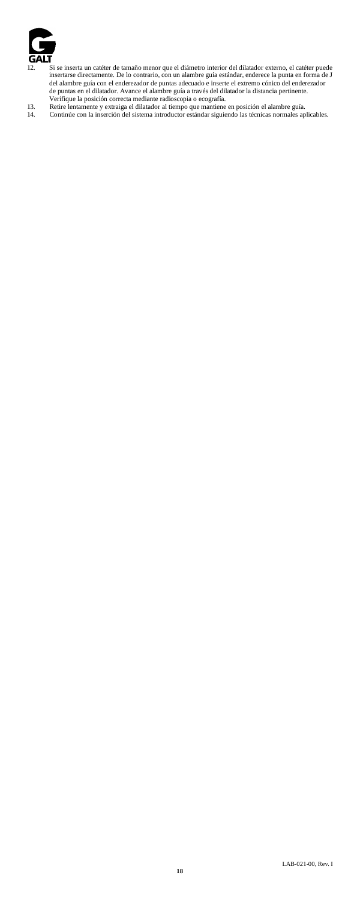12. Si se inserta un catéter de tamaño menor que el diámetro interior del dilatador externo, el catéter puede insertarse directamente. De lo contrario, con un alambre guía estándar, enderece la punta en forma de J del alambre guía con el enderezador de puntas adecuado e inserte el extremo cónico del enderezador de puntas en el dilatador. Avance el alambre guía a través del dilatador la distancia pertinente. Verifique la posición correcta mediante radioscopia o ecografía.
13. Retire lentamente y extraiga el dilatador al tiempo que mantiene en posición el alambre guía.
14. Continúe con la inserción del sistema introductor estándar siguiendo las técnicas normales aplicables.

LAB-021-00, Rev. I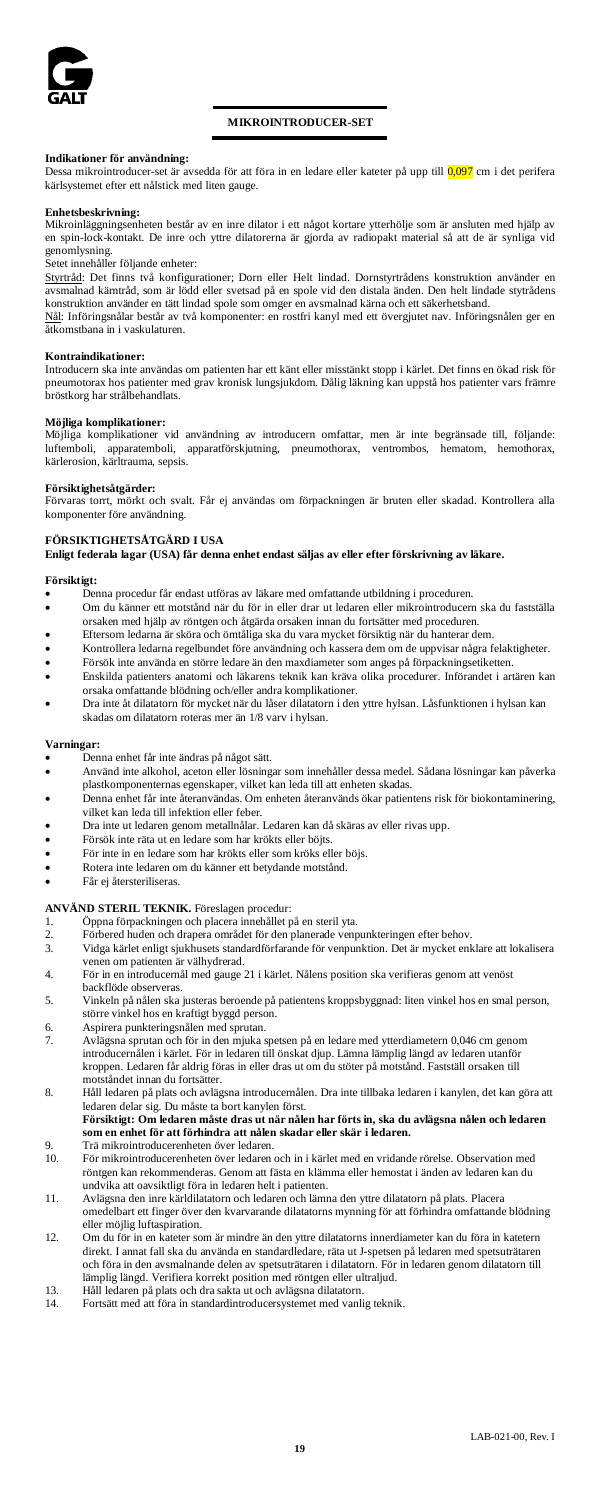## MIKROINTRODUCER-SET

**Indikationer för användning:**
Dessa mikrointroducer-set är avsedda för att föra in en ledare eller kateter på upp till 0,097 cm i det perifera kärlsystemet efter ett nålstick med liten gauge.

**Enhetsbeskrivning:**
Mikroinläggningsenheten består av en inre dilator i ett något kortare ytterhölje som är anslutet med hjälp av en spin-lock-kontakt. De inre och yttre dilatorerna är gjorda av radiopakt material så att de är synliga vid genomlysning.
Setet innehåller följande enheter:
Styrtråd: Det finns två konfigurationer; Dorn eller Helt lindad. Dornstyrtrådens konstruktion använder en avsmalnad kärntråd, som är lödd eller svetsad på en spole vid den distala änden. Den helt lindade styrtrådens konstruktion använder en tätt lindad spole som omger en avsmalnad kärna och ett säkerhetsband.
Nål: Införingsnålar består av två komponenter: en rostfri kanyl med ett övergjutet nav. Införingsnålen ger en åtkomstbana in i vaskulaturen.

**Kontraindikationer:**
Introducern ska inte användas om patienten har ett känt eller misstänkt stopp i kärlet. Det finns en ökad risk för pneumotorax hos patienter med grav kronisk lungsjukdom. Dålig läkning kan uppstå hos patienter vars främre bröstkorg har strålbehandlats.

**Möjliga komplikationer:**
Möjliga komplikationer vid användning av introducern omfattar, men är inte begränsade till, följande: luftemboli, apparatemboli, apparatförskjutning, pneumothorax, ventrombos, hematom, hemothorax, kärlerosion, kärltrauma, sepsis.

**Försiktighetsåtgärder:**
Förvaras torrt, mörkt och svalt. Får ej användas om förpackningen är bruten eller skadad. Kontrollera alla komponenter före användning.

**FÖRSIKTIGHETSÅTGÄRD I USA**
**Enligt federala lagar (USA) får denna enhet endast säljas av eller efter förskrivning av läkare.**

**Försiktigt:**

- Denna procedur får endast utföras av läkare med omfattande utbildning i proceduren.
- Om du känner ett motstånd när du för in eller drar ut ledaren eller mikrointroducern ska du fastställa orsaken med hjälp av röntgen och åtgärda orsaken innan du fortsätter med proceduren.
- Eftersom ledarna är sköra och ömtåliga ska du vara mycket försiktig när du hanterar dem.
- Kontrollera ledarna regelbundet före användning och kassera dem om de uppvisar några felaktigheter.
- Försök inte använda en större ledare än den maxdiameter som anges på förpackningsetiketten.
- Enskilda patienters anatomi och läkarens teknik kan kräva olika procedurer. Införandet i artären kan orsaka omfattande blödning och/eller andra komplikationer.
- Dra inte åt dilatatorn för mycket när du låser dilatatorn i den yttre hylsan. Låsfunktionen i hylsan kan skadas om dilatatorn roteras mer än 1/8 varv i hylsan.

**Varningar:**

- Denna enhet får inte ändras på något sätt.
- Använd inte alkohol, aceton eller lösningar som innehåller dessa medel. Sådana lösningar kan påverka plastkomponenternas egenskaper, vilket kan leda till att enheten skadas.
- Denna enhet får inte återanvändas. Om enheten återanvänds ökar patientens risk för biokontaminering, vilket kan leda till infektion eller feber.
- Dra inte ut ledaren genom metallnålar. Ledaren kan då skäras av eller rivas upp.
- Försök inte räta ut en ledare som har krökts eller böjts.
- För inte in en ledare som har krökts eller som kröks eller böjs.
- Rotera inte ledaren om du känner ett betydande motstånd.
- Får ej återsteriliseras.

**ANVÄND STERIL TEKNIK.** Föreslagen procedur:

1. Öppna förpackningen och placera innehållet på en steril yta.
2. Förbered huden och drapera området för den planerade venpunkteringen efter behov.
3. Vidga kärlet enligt sjukhusets standardförfarande för venpunktion. Det är mycket enklare att lokalisera venen om patienten är välhydrerad.
4. För in en introducernål med gauge 21 i kärlet. Nålens position ska verifieras genom att venöst backflöde observeras.
5. Vinkeln på nålen ska justeras beroende på patientens kroppsbyggnad: liten vinkel hos en smal person, större vinkel hos en kraftigt byggd person.
6. Aspirera punkteringsnålen med sprutan.
7. Avlägsna sprutan och för in den mjuka spetsen på en ledare med ytterdiametern 0,046 cm genom introducernålen i kärlet. För in ledaren till önskat djup. Lämna lämplig längd av ledaren utanför kroppen. Ledaren får aldrig föras in eller dras ut om du stöter på motstånd. Fastställ orsaken till motståndet innan du fortsätter.
8. Håll ledaren på plats och avlägsna introducernålen. Dra inte tillbaka ledaren i kanylen, det kan göra att ledaren delar sig. Du måste ta bort kanylen först.
   **Försiktigt: Om ledaren måste dras ut när nålen har förts in, ska du avlägsna nålen och ledaren som en enhet för att förhindra att nålen skadar eller skär i ledaren.**
9. Trä mikrointroducerenheten över ledaren.
10. För mikrointroducerenheten över ledaren och in i kärlet med en vridande rörelse. Observation med röntgen kan rekommenderas. Genom att fästa en klämma eller hemostat i änden av ledaren kan du undvika att oavsiktligt föra in ledaren helt i patienten.
11. Avlägsna den inre kärldilatatorn och ledaren och lämna den yttre dilatatorn på plats. Placera omedelbart ett finger över den kvarvarande dilatatorns mynning för att förhindra omfattande blödning eller möjlig luftaspiration.
12. Om du för in en kateter som är mindre än den yttre dilatatorns innerdiameter kan du föra in katetern direkt. I annat fall ska du använda en standardledare, räta ut J-spetsen på ledaren med spetsuträtaren och föra in den avsmalnande delen av spetsuträtaren i dilatatorn. För in ledaren genom dilatatorn till lämplig längd. Verifiera korrekt position med röntgen eller ultraljud.
13. Håll ledaren på plats och dra sakta ut och avlägsna dilatatorn.
14. Fortsätt med att föra in standardintroducersystemet med vanlig teknik.

LAB-021-00, Rev. I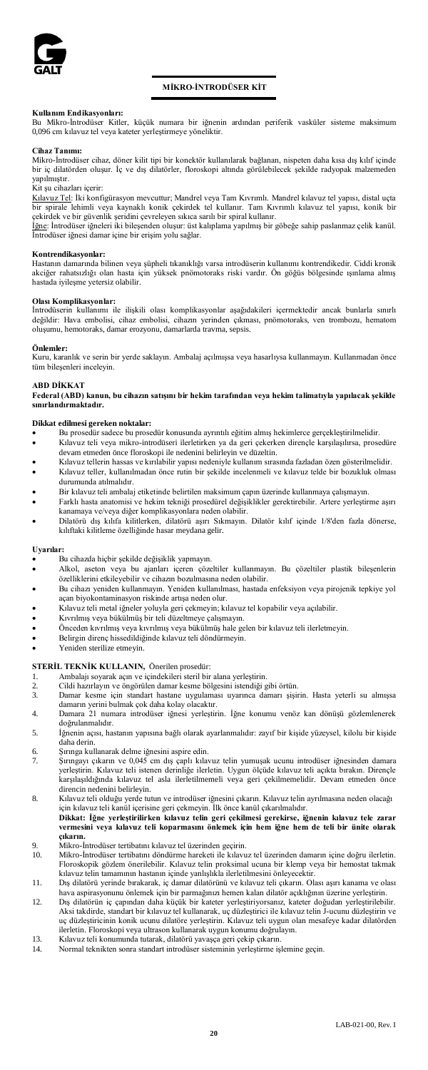# MİKRO-İNTRODÜSER KİT

**Kullanım Endikasyonları:**
Bu Mikro-İntrodüser Kitler, küçük numara bir iğnenin ardından periferik vasküler sisteme maksimum 0,096 cm kılavuz tel veya kateter yerleştirmeye yöneliktir.

**Cihaz Tanımı:**
Mikro-İntrodüser cihaz, döner kilit tipi bir konektör kullanılarak bağlanan, nispeten daha kısa dış kılıf içinde bir iç dilatörden oluşur. İç ve dış dilatörler, floroskopi altında görülebilecek şekilde radyopak malzemeden yapılmıştır.

Kit şu cihazları içerir:

Kılavuz Tel: İki konfigürasyon mevcuttur; Mandrel veya Tam Kıvrımlı. Mandrel kılavuz tel yapısı, distal uçta bir spirale lehimli veya kaynaklı konik çekirdek tel kullanır. Tam Kıvrımlı kılavuz tel yapısı, konik bir çekirdek ve bir güvenlik şeridini çevreleyen sıkıca sarılı bir spiral kullanır.

İğne: İntrodüser iğneleri iki bileşenden oluşur: üst kalıplama yapılmış bir göbeğe sahip paslanmaz çelik kanül. İntrodüser iğnesi damar içine bir erişim yolu sağlar.

**Kontrendikasyonlar:**
Hastanın damarında bilinen veya şüpheli tıkanıklığı varsa introdüserin kullanımı kontrendikedir. Ciddi kronik akciğer rahatsızlığı olan hasta için yüksek pnömotoraks riski vardır. Ön göğüs bölgesinde ışınlama almış hastada iyileşme yetersiz olabilir.

**Olası Komplikasyonlar:**
İntrodüserin kullanımı ile ilişkili olası komplikasyonlar aşağıdakileri içermektedir ancak bunlarla sınırlı değildir: Hava embolisi, cihaz embolisi, cihazın yerinden çıkması, pnömotoraks, ven trombozu, hematom oluşumu, hemotoraks, damar erozyonu, damarlarda travma, sepsis.

**Önlemler:**
Kuru, karanlık ve serin bir yerde saklayın. Ambalaj açılmışsa veya hasarlıysa kullanmayın. Kullanmadan önce tüm bileşenleri inceleyin.

**ABD DİKKAT**

**Federal (ABD) kanun, bu cihazın satışını bir hekim tarafından veya hekim talimatıyla yapılacak şekilde sınırlandırmaktadır.**

**Dikkat edilmesi gereken noktalar:**

- Bu prosedür sadece bu prosedür konusunda ayrıntılı eğitim almış hekimlerce gerçekleştirilmelidir.
- Kılavuz teli veya mikro-introdüseri ilerletirken ya da geri çekerken dirençle karşılaşılırsa, prosedüre devam etmeden önce floroskopi ile nedenini belirleyin ve düzeltin.
- Kılavuz tellerin hassas ve kırılabilir yapısı nedeniyle kullanım sırasında fazladan özen gösterilmelidir.
- Kılavuz teller, kullanılmadan önce rutin bir şekilde incelenmeli ve kılavuz telde bir bozukluk olması durumunda atılmalıdır.
- Bir kılavuz teli ambalaj etiketinde belirtilen maksimum çapın üzerinde kullanmaya çalışmayın.
- Farklı hasta anatomisi ve hekim tekniği prosedürel değişiklikler gerektirebilir. Artere yerleştirme aşırı kanamaya ve/veya diğer komplikasyonlara neden olabilir.
- Dilatörü dış kılıfa kilitlerken, dilatörü aşırı Sıkmayın. Dilatör kılıf içinde 1/8'den fazla dönerse, kılıftaki kilitleme özelliğinde hasar meydana gelir.

**Uyarılar:**

- Bu cihazda hiçbir şekilde değişiklik yapmayın.
- Alkol, aseton veya bu ajanları içeren çözeltiler kullanmayın. Bu çözeltiler plastik bileşenlerin özelliklerini etkileyebilir ve cihazın bozulmasına neden olabilir.
- Bu cihazı yeniden kullanmayın. Yeniden kullanılması, hastada enfeksiyon veya pirojenik tepkiye yol açan biyokontaminasyon riskinde artışa neden olur.
- Kılavuz teli metal iğneler yoluyla geri çekmeyin; kılavuz tel kopabilir veya açılabilir.
- Kıvrılmış veya bükülmüş bir teli düzeltmeye çalışmayın.
- Önceden kıvrılmış veya kıvrılmış veya bükülmüş hale gelen bir kılavuz teli ilerletmeyin.
- Belirgin direnç hissedildiğinde kılavuz teli döndürmeyin.
- Yeniden sterilize etmeyin.

**STERİL TEKNİK KULLANIN,** Önerilen prosedür:

1. Ambalajı soyarak açın ve içindekileri steril bir alana yerleştirin.
2. Cildi hazırlayın ve öngörülen damar kesme bölgesini istendiği gibi örtün.
3. Damar kesme için standart hastane uygulaması uyarınca damarı şişirin. Hasta yeterli su almışsa damarın yerini bulmak çok daha kolay olacaktır.
4. Damara 21 numara introdüser iğnesi yerleştirin. İğne konumu venöz kan dönüşü gözlemlenerek doğrulanmalıdır.
5. İğnenin açısı, hastanın yapısına bağlı olarak ayarlanmalıdır: zayıf bir kişide yüzeysel, kilolu bir kişide daha derin.
6. Şırınga kullanarak delme iğnesini aspire edin.
7. Şırıngayı çıkarın ve 0,045 cm dış çaplı kılavuz telin yumuşak ucunu introdüser iğnesinden damara yerleştirin. Kılavuz teli istenen derinliğe ilerletin. Uygun ölçüde kılavuz teli açıkta bırakın. Dirençle karşılaşıldığında kılavuz tel asla ilerletilmemeli veya geri çekilmemelidir. Devam etmeden önce direncin nedenini belirleyin.
8. Kılavuz teli olduğu yerde tutun ve introdüser iğnesini çıkarın. Kılavuz telin ayrılmasına neden olacağı için kılavuz teli kanül içerisine geri çekmeyin. İlk önce kanül çıkarılmalıdır.
   **Dikkat: İğne yerleştirilirken kılavuz telin geri çekilmesi gerekirse, iğnenin kılavuz tele zarar vermesini veya kılavuz teli koparmasını önlemek için hem iğne hem de teli bir ünite olarak çıkarın.**
9. Mikro-İntrodüser tertibatını kılavuz tel üzerinden geçirin.
10. Mikro-İntrodüser tertibatını döndürme hareketi ile kılavuz tel üzerinden damarın içine doğru ilerletin. Floroskopik gözlem önerilebilir. Kılavuz telin proksimal ucuna bir klemp veya bir hemostat takmak kılavuz telin tamamının hastanın içinde yanlışlıkla ilerletilmesini önleyecektir.
11. Dış dilatörü yerinde bırakarak, iç damar dilatörünü ve kılavuz teli çıkarın. Olası aşırı kanama ve olası hava aspirasyonunu önlemek için bir parmağınızı hemen kalan dilatör açıklığının üzerine yerleştirin.
12. Dış dilatörün iç çapından daha küçük bir kateter yerleştiriyorsanız, kateter doğrudan yerleştirilebilir. Aksi takdirde, standart bir kılavuz tel kullanarak, uç düzleştirici ile kılavuz telin J-ucunu düzleştirin ve uç düzleştiricinin konik ucunu dilatöre yerleştirin. Kılavuz teli uygun olan mesafeye kadar dilatörden ilerletin. Floroskopi veya ultrason kullanarak uygun konumu doğrulayın.
13. Kılavuz teli konumunda tutarak, dilatörü yavaşça geri çekip çıkarın.
14. Normal teknikten sonra standart introdüser sisteminin yerleştirme işlemine geçin.

LAB-021-00, Rev. I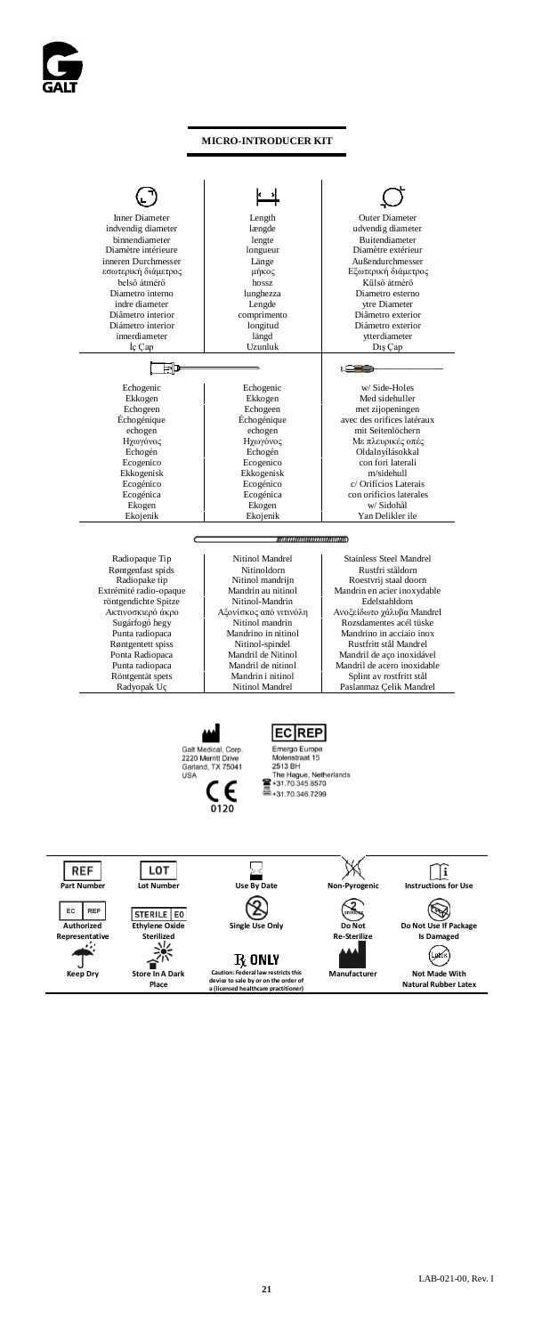GALT

**MICRO-INTRODUCER KIT**

| Inner Diameter | Length | Outer Diameter |
|---|---|---|
| indvendig diameter | længde | udvendig diameter |
| binnendiameter | lengte | Buitendiameter |
| Diamètre intérieure | longueur | Diamètre extérieur |
| inneren Durchmesser | Länge | Außendurchmesser |
| εσωτερική διάμετρος | μήκος | Εξωτερική διάμετρος |
| belső átmérő | hossz | Külső átmérő |
| Diametro interno | lunghezza | Diametro esterno |
| indre diameter | Lengde | ytre Diameter |
| Diâmetro interior | comprimento | Diâmetro exterior |
| Diámetro interior | longitud | Diámetro exterior |
| innerdiameter | längd | ytterdiameter |
| İç Çap | Uzunluk | Dış Çap |

| Echogenic | Echogenic | w/ Side-Holes |
|---|---|---|
| Ekkogen | Ekkogen | Med sidehuller |
| Echogeen | Echogeen | met zijopeningen |
| Échogénique | Échogénique | avec des orifices latéraux |
| echogen | echogen | mit Seitenlöchern |
| Ηχογόνος | Ηχογόνος | Με πλευρικές οπές |
| Echogén | Echogén | Oldalnyílásokkal |
| Ecogenico | Ecogenico | con fori laterali |
| Ekkogenisk | Ekkogenisk | m/sidehull |
| Ecogénico | Ecogénico | c/ Orifícios Laterais |
| Ecogénica | Ecogénica | con orificios laterales |
| Ekogen | Ekogen | w/ Sidohål |
| Ekojenik | Ekojenik | Yan Delikler ile |

| Radiopaque Tip | Nitinol Mandrel | Stainless Steel Mandrel |
|---|---|---|
| Røntgenfast spids | Nitinoldorn | Rustfri ståldorn |
| Radiopake tip | Nitinol mandrijn | Roestvrij staal doorn |
| Extrémité radio-opaque | Mandrin au nitinol | Mandrin en acier inoxydable |
| röntgendichte Spitze | Nitinol-Mandrin | Edelstahldorn |
| Ακτινοσκιερό άκρο | Αξονίσκος από νιτινόλη | Ανοξείδωτο χάλυβα Mandrel |
| Sugárfogó hegy | Nitinol mandrin | Rozsdamentes acél tüske |
| Punta radiopaca | Mandrino in nitinol | Mandrino in acciaio inox |
| Røntgentett spiss | Nitinol-spindel | Rustfritt stål Mandrel |
| Ponta Radiopaca | Mandril de Nitinol | Mandril de aço inoxidável |
| Punta radiopaca | Mandril de nitinol | Mandril de acero inoxidable |
| Röntgentät spets | Mandrin i nitinol | Splint av rostfritt stål |
| Radyopak Uç | Nitinol Mandrel | Paslanmaz Çelik Mandrel |

Galt Medical, Corp.
2220 Merritt Drive
Garland, TX 75041
USA

CE 0120

EC REP
Emergo Europe
Molenstraat 15
2513 BH
The Hague, Netherlands
+31.70.345.8570
+31.70.346.7299

| | | | | |
|---|---|---|---|---|
| REF Part Number | LOT Lot Number | Use By Date | Non-Pyrogenic | Instructions for Use |
| EC REP Authorized Representative | STERILE EO Ethylene Oxide Sterilized | Single Use Only | Do Not Re-Sterilize | Do Not Use If Package Is Damaged |
| Keep Dry | Store In A Dark Place | Rx ONLY Caution: Federal law restricts this device to sale by or on the order of a (licensed healthcare practitioner) | Manufacturer | Not Made With Natural Rubber Latex |

LAB-021-00, Rev. I